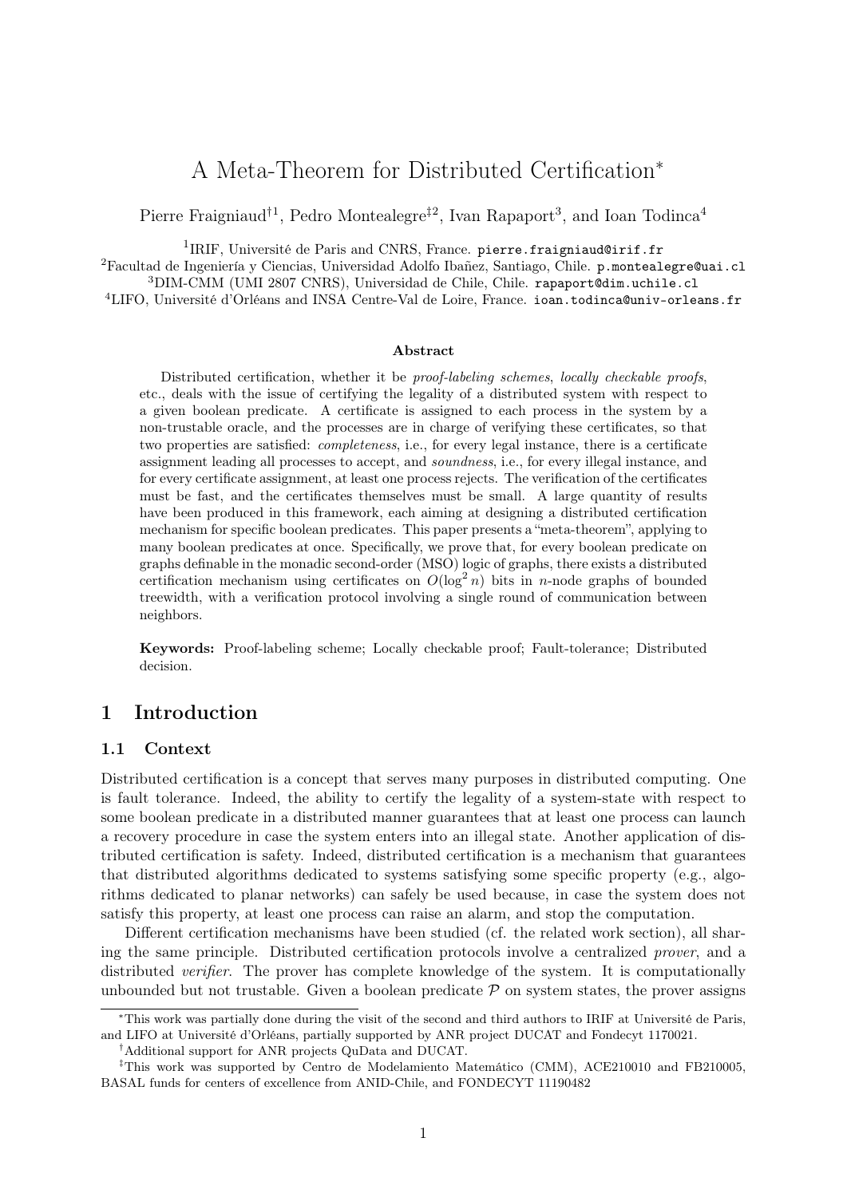# A Meta-Theorem for Distributed Certification*

Pierre Fraigniaud[†1], Pedro Montealegre[‡2], Ivan Rapaport[3], and Ioan Todinca[4]

[1]IRIF, Université de Paris and CNRS, France. pierre.fraigniaud@irif.fr
[2]Facultad de Ingeniería y Ciencias, Universidad Adolfo Ibañez, Santiago, Chile. p.montealegre@uai.cl
[3]DIM-CMM (UMI 2807 CNRS), Universidad de Chile, Chile. rapaport@dim.uchile.cl
[4]LIFO, Université d'Orléans and INSA Centre-Val de Loire, France. ioan.todinca@univ-orleans.fr

**Abstract**

Distributed certification, whether it be *proof-labeling schemes*, *locally checkable proofs*, etc., deals with the issue of certifying the legality of a distributed system with respect to a given boolean predicate. A certificate is assigned to each process in the system by a non-trustable oracle, and the processes are in charge of verifying these certificates, so that two properties are satisfied: *completeness*, i.e., for every legal instance, there is a certificate assignment leading all processes to accept, and *soundness*, i.e., for every illegal instance, and for every certificate assignment, at least one process rejects. The verification of the certificates must be fast, and the certificates themselves must be small. A large quantity of results have been produced in this framework, each aiming at designing a distributed certification mechanism for specific boolean predicates. This paper presents a "meta-theorem", applying to many boolean predicates at once. Specifically, we prove that, for every boolean predicate on graphs definable in the monadic second-order (MSO) logic of graphs, there exists a distributed certification mechanism using certificates on $O(\log^2 n)$ bits in $n$-node graphs of bounded treewidth, with a verification protocol involving a single round of communication between neighbors.

**Keywords:** Proof-labeling scheme; Locally checkable proof; Fault-tolerance; Distributed decision.

## 1 Introduction

### 1.1 Context

Distributed certification is a concept that serves many purposes in distributed computing. One is fault tolerance. Indeed, the ability to certify the legality of a system-state with respect to some boolean predicate in a distributed manner guarantees that at least one process can launch a recovery procedure in case the system enters into an illegal state. Another application of distributed certification is safety. Indeed, distributed certification is a mechanism that guarantees that distributed algorithms dedicated to systems satisfying some specific property (e.g., algorithms dedicated to planar networks) can safely be used because, in case the system does not satisfy this property, at least one process can raise an alarm, and stop the computation.

Different certification mechanisms have been studied (cf. the related work section), all sharing the same principle. Distributed certification protocols involve a centralized *prover*, and a distributed *verifier*. The prover has complete knowledge of the system. It is computationally unbounded but not trustable. Given a boolean predicate $\mathcal{P}$ on system states, the prover assigns

*This work was partially done during the visit of the second and third authors to IRIF at Université de Paris, and LIFO at Université d'Orléans, partially supported by ANR project DUCAT and Fondecyt 1170021.

†Additional support for ANR projects QuData and DUCAT.

‡This work was supported by Centro de Modelamiento Matemático (CMM), ACE210010 and FB210005, BASAL funds for centers of excellence from ANID-Chile, and FONDECYT 11190482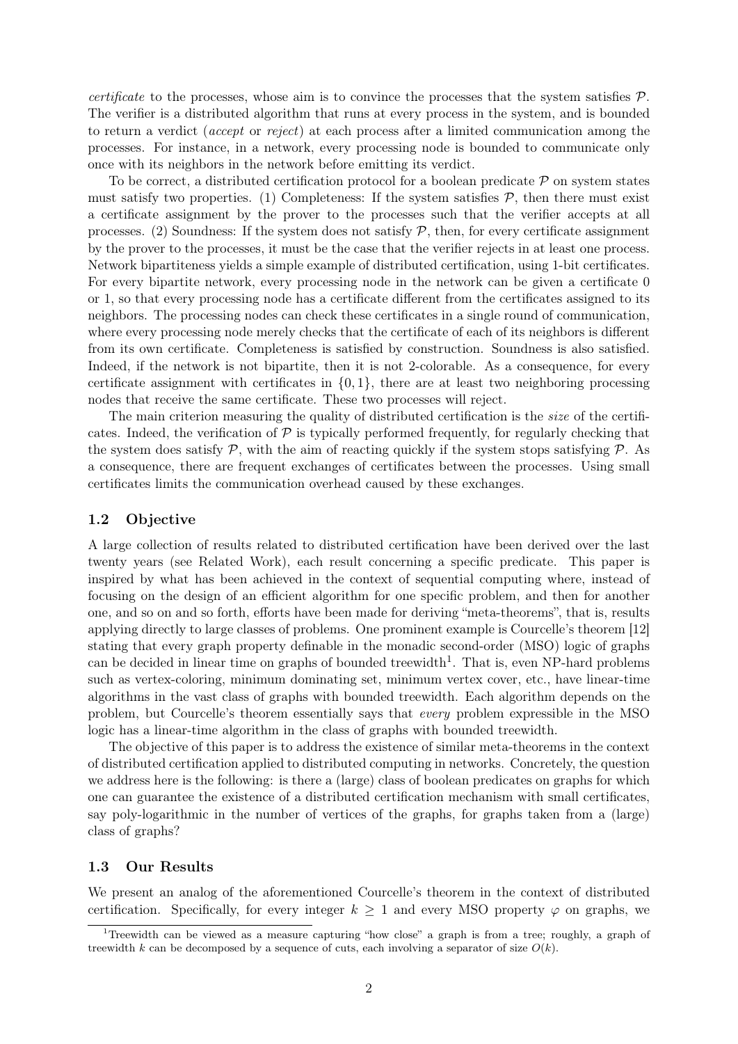*certificate* to the processes, whose aim is to convince the processes that the system satisfies $\mathcal{P}$. The verifier is a distributed algorithm that runs at every process in the system, and is bounded to return a verdict (*accept* or *reject*) at each process after a limited communication among the processes. For instance, in a network, every processing node is bounded to communicate only once with its neighbors in the network before emitting its verdict.

To be correct, a distributed certification protocol for a boolean predicate $\mathcal{P}$ on system states must satisfy two properties. (1) Completeness: If the system satisfies $\mathcal{P}$, then there must exist a certificate assignment by the prover to the processes such that the verifier accepts at all processes. (2) Soundness: If the system does not satisfy $\mathcal{P}$, then, for every certificate assignment by the prover to the processes, it must be the case that the verifier rejects in at least one process. Network bipartiteness yields a simple example of distributed certification, using 1-bit certificates. For every bipartite network, every processing node in the network can be given a certificate 0 or 1, so that every processing node has a certificate different from the certificates assigned to its neighbors. The processing nodes can check these certificates in a single round of communication, where every processing node merely checks that the certificate of each of its neighbors is different from its own certificate. Completeness is satisfied by construction. Soundness is also satisfied. Indeed, if the network is not bipartite, then it is not 2-colorable. As a consequence, for every certificate assignment with certificates in $\{0, 1\}$, there are at least two neighboring processing nodes that receive the same certificate. These two processes will reject.

The main criterion measuring the quality of distributed certification is the *size* of the certificates. Indeed, the verification of $\mathcal{P}$ is typically performed frequently, for regularly checking that the system does satisfy $\mathcal{P}$, with the aim of reacting quickly if the system stops satisfying $\mathcal{P}$. As a consequence, there are frequent exchanges of certificates between the processes. Using small certificates limits the communication overhead caused by these exchanges.

### 1.2 Objective

A large collection of results related to distributed certification have been derived over the last twenty years (see Related Work), each result concerning a specific predicate. This paper is inspired by what has been achieved in the context of sequential computing where, instead of focusing on the design of an efficient algorithm for one specific problem, and then for another one, and so on and so forth, efforts have been made for deriving "meta-theorems", that is, results applying directly to large classes of problems. One prominent example is Courcelle's theorem [12] stating that every graph property definable in the monadic second-order (MSO) logic of graphs can be decided in linear time on graphs of bounded treewidth[1]. That is, even NP-hard problems such as vertex-coloring, minimum dominating set, minimum vertex cover, etc., have linear-time algorithms in the vast class of graphs with bounded treewidth. Each algorithm depends on the problem, but Courcelle's theorem essentially says that *every* problem expressible in the MSO logic has a linear-time algorithm in the class of graphs with bounded treewidth.

The objective of this paper is to address the existence of similar meta-theorems in the context of distributed certification applied to distributed computing in networks. Concretely, the question we address here is the following: is there a (large) class of boolean predicates on graphs for which one can guarantee the existence of a distributed certification mechanism with small certificates, say poly-logarithmic in the number of vertices of the graphs, for graphs taken from a (large) class of graphs?

### 1.3 Our Results

We present an analog of the aforementioned Courcelle's theorem in the context of distributed certification. Specifically, for every integer $k \geq 1$ and every MSO property $\varphi$ on graphs, we

[1] Treewidth can be viewed as a measure capturing "how close" a graph is from a tree; roughly, a graph of treewidth $k$ can be decomposed by a sequence of cuts, each involving a separator of size $O(k)$.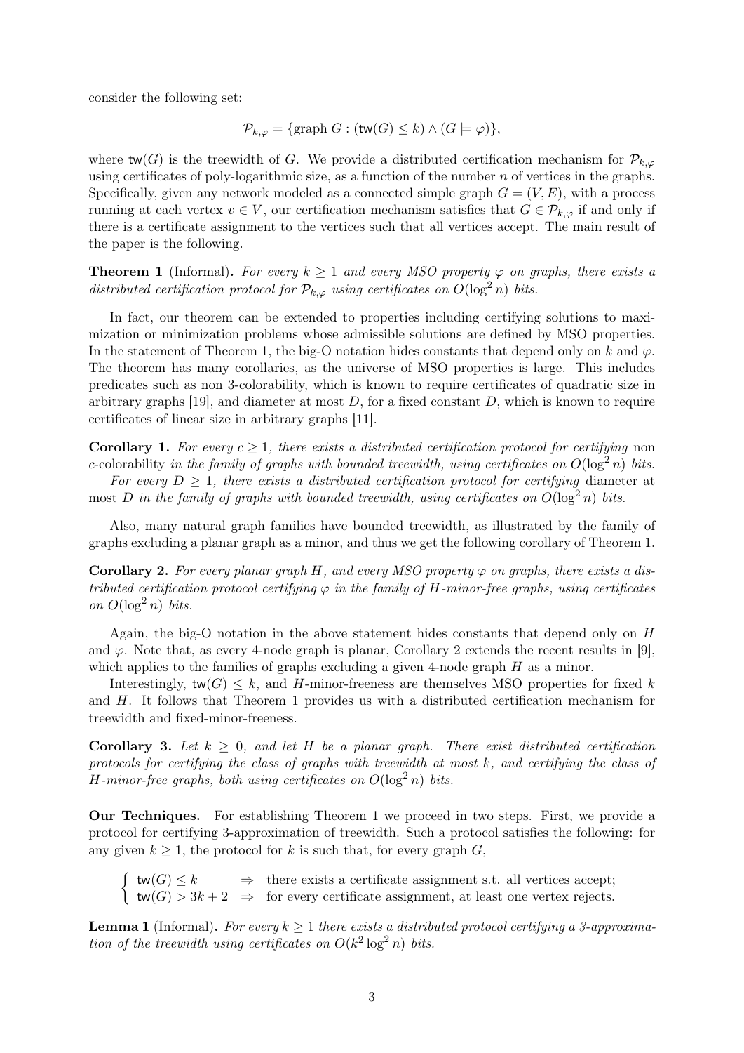consider the following set:

$$\mathcal{P}_{k,\varphi} = \{\text{graph } G : (\mathsf{tw}(G) \leq k) \wedge (G \models \varphi)\},$$

where $\mathsf{tw}(G)$ is the treewidth of $G$. We provide a distributed certification mechanism for $\mathcal{P}_{k,\varphi}$ using certificates of poly-logarithmic size, as a function of the number $n$ of vertices in the graphs. Specifically, given any network modeled as a connected simple graph $G = (V, E)$, with a process running at each vertex $v \in V$, our certification mechanism satisfies that $G \in \mathcal{P}_{k,\varphi}$ if and only if there is a certificate assignment to the vertices such that all vertices accept. The main result of the paper is the following.

**Theorem 1** (Informal). *For every $k \geq 1$ and every MSO property $\varphi$ on graphs, there exists a distributed certification protocol for $\mathcal{P}_{k,\varphi}$ using certificates on $O(\log^2 n)$ bits.*

In fact, our theorem can be extended to properties including certifying solutions to maximization or minimization problems whose admissible solutions are defined by MSO properties. In the statement of Theorem 1, the big-O notation hides constants that depend only on $k$ and $\varphi$. The theorem has many corollaries, as the universe of MSO properties is large. This includes predicates such as non 3-colorability, which is known to require certificates of quadratic size in arbitrary graphs [19], and diameter at most $D$, for a fixed constant $D$, which is known to require certificates of linear size in arbitrary graphs [11].

**Corollary 1.** *For every $c \geq 1$, there exists a distributed certification protocol for certifying* non $c$-colorability *in the family of graphs with bounded treewidth, using certificates on $O(\log^2 n)$ bits.*

*For every $D \geq 1$, there exists a distributed certification protocol for certifying* diameter at most $D$ *in the family of graphs with bounded treewidth, using certificates on $O(\log^2 n)$ bits.*

Also, many natural graph families have bounded treewidth, as illustrated by the family of graphs excluding a planar graph as a minor, and thus we get the following corollary of Theorem 1.

**Corollary 2.** *For every planar graph $H$, and every MSO property $\varphi$ on graphs, there exists a distributed certification protocol certifying $\varphi$ in the family of $H$-minor-free graphs, using certificates on $O(\log^2 n)$ bits.*

Again, the big-O notation in the above statement hides constants that depend only on $H$ and $\varphi$. Note that, as every 4-node graph is planar, Corollary 2 extends the recent results in [9], which applies to the families of graphs excluding a given 4-node graph $H$ as a minor.

Interestingly, $\mathsf{tw}(G) \leq k$, and $H$-minor-freeness are themselves MSO properties for fixed $k$ and $H$. It follows that Theorem 1 provides us with a distributed certification mechanism for treewidth and fixed-minor-freeness.

**Corollary 3.** *Let $k \geq 0$, and let $H$ be a planar graph. There exist distributed certification protocols for certifying the class of graphs with treewidth at most $k$, and certifying the class of $H$-minor-free graphs, both using certificates on $O(\log^2 n)$ bits.*

**Our Techniques.** For establishing Theorem 1 we proceed in two steps. First, we provide a protocol for certifying 3-approximation of treewidth. Such a protocol satisfies the following: for any given $k \geq 1$, the protocol for $k$ is such that, for every graph $G$,

$$\begin{cases} \mathsf{tw}(G) \leq k & \Rightarrow \text{ there exists a certificate assignment s.t. all vertices accept;} \\ \mathsf{tw}(G) > 3k+2 & \Rightarrow \text{ for every certificate assignment, at least one vertex rejects.} \end{cases}$$

**Lemma 1** (Informal). *For every $k \geq 1$ there exists a distributed protocol certifying a 3-approximation of the treewidth using certificates on $O(k^2 \log^2 n)$ bits.*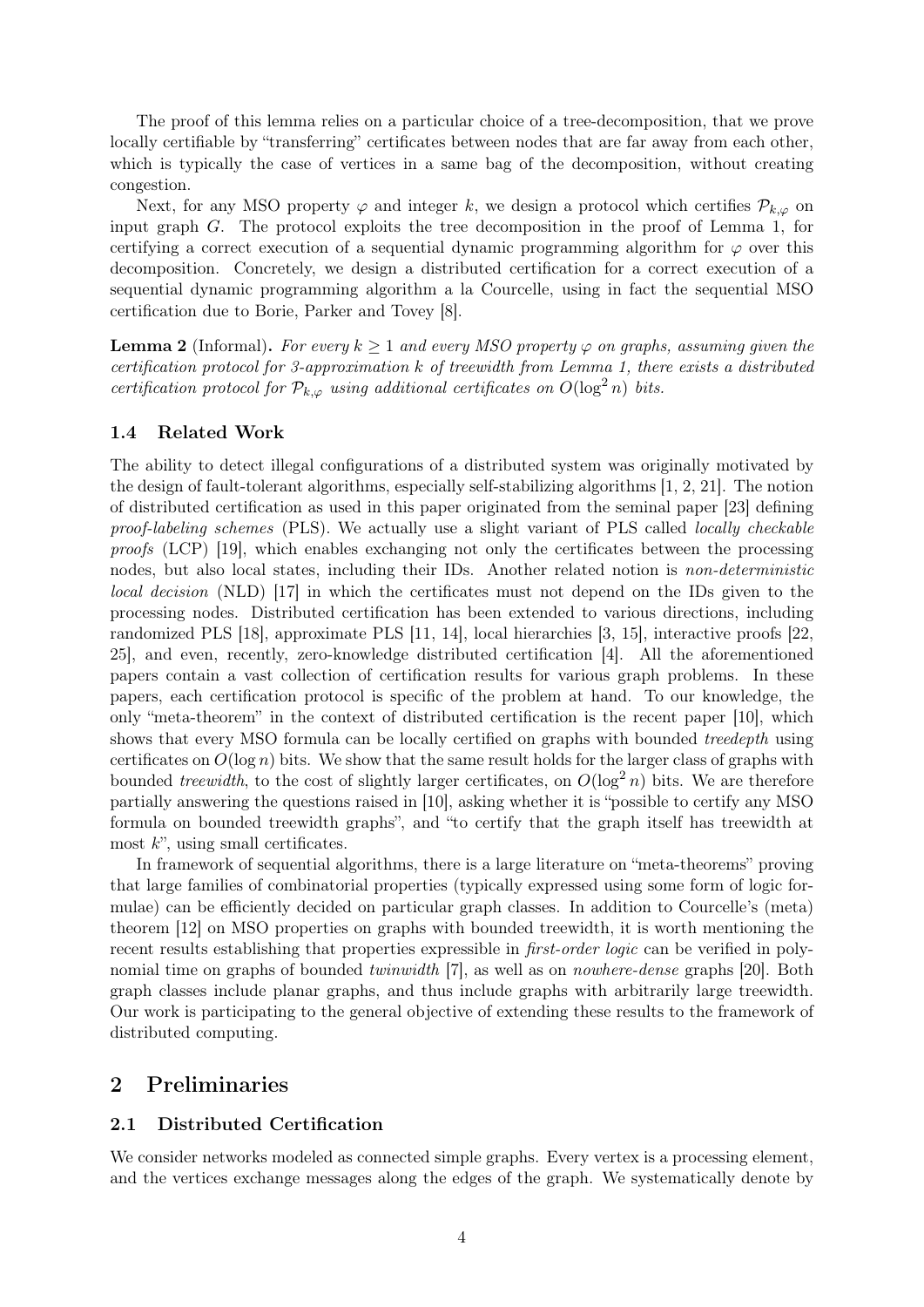The proof of this lemma relies on a particular choice of a tree-decomposition, that we prove locally certifiable by "transferring" certificates between nodes that are far away from each other, which is typically the case of vertices in a same bag of the decomposition, without creating congestion.

Next, for any MSO property $\varphi$ and integer $k$, we design a protocol which certifies $\mathcal{P}_{k,\varphi}$ on input graph $G$. The protocol exploits the tree decomposition in the proof of Lemma 1, for certifying a correct execution of a sequential dynamic programming algorithm for $\varphi$ over this decomposition. Concretely, we design a distributed certification for a correct execution of a sequential dynamic programming algorithm a la Courcelle, using in fact the sequential MSO certification due to Borie, Parker and Tovey [8].

**Lemma 2** (Informal). *For every $k \geq 1$ and every MSO property $\varphi$ on graphs, assuming given the certification protocol for 3-approximation $k$ of treewidth from Lemma 1, there exists a distributed certification protocol for $\mathcal{P}_{k,\varphi}$ using additional certificates on $O(\log^2 n)$ bits.*

### 1.4 Related Work

The ability to detect illegal configurations of a distributed system was originally motivated by the design of fault-tolerant algorithms, especially self-stabilizing algorithms [1, 2, 21]. The notion of distributed certification as used in this paper originated from the seminal paper [23] defining *proof-labeling schemes* (PLS). We actually use a slight variant of PLS called *locally checkable proofs* (LCP) [19], which enables exchanging not only the certificates between the processing nodes, but also local states, including their IDs. Another related notion is *non-deterministic local decision* (NLD) [17] in which the certificates must not depend on the IDs given to the processing nodes. Distributed certification has been extended to various directions, including randomized PLS [18], approximate PLS [11, 14], local hierarchies [3, 15], interactive proofs [22, 25], and even, recently, zero-knowledge distributed certification [4]. All the aforementioned papers contain a vast collection of certification results for various graph problems. In these papers, each certification protocol is specific of the problem at hand. To our knowledge, the only "meta-theorem" in the context of distributed certification is the recent paper [10], which shows that every MSO formula can be locally certified on graphs with bounded *treedepth* using certificates on $O(\log n)$ bits. We show that the same result holds for the larger class of graphs with bounded *treewidth*, to the cost of slightly larger certificates, on $O(\log^2 n)$ bits. We are therefore partially answering the questions raised in [10], asking whether it is "possible to certify any MSO formula on bounded treewidth graphs", and "to certify that the graph itself has treewidth at most $k$", using small certificates.

In framework of sequential algorithms, there is a large literature on "meta-theorems" proving that large families of combinatorial properties (typically expressed using some form of logic formulae) can be efficiently decided on particular graph classes. In addition to Courcelle's (meta) theorem [12] on MSO properties on graphs with bounded treewidth, it is worth mentioning the recent results establishing that properties expressible in *first-order logic* can be verified in polynomial time on graphs of bounded *twinwidth* [7], as well as on *nowhere-dense* graphs [20]. Both graph classes include planar graphs, and thus include graphs with arbitrarily large treewidth. Our work is participating to the general objective of extending these results to the framework of distributed computing.

## 2 Preliminaries

### 2.1 Distributed Certification

We consider networks modeled as connected simple graphs. Every vertex is a processing element, and the vertices exchange messages along the edges of the graph. We systematically denote by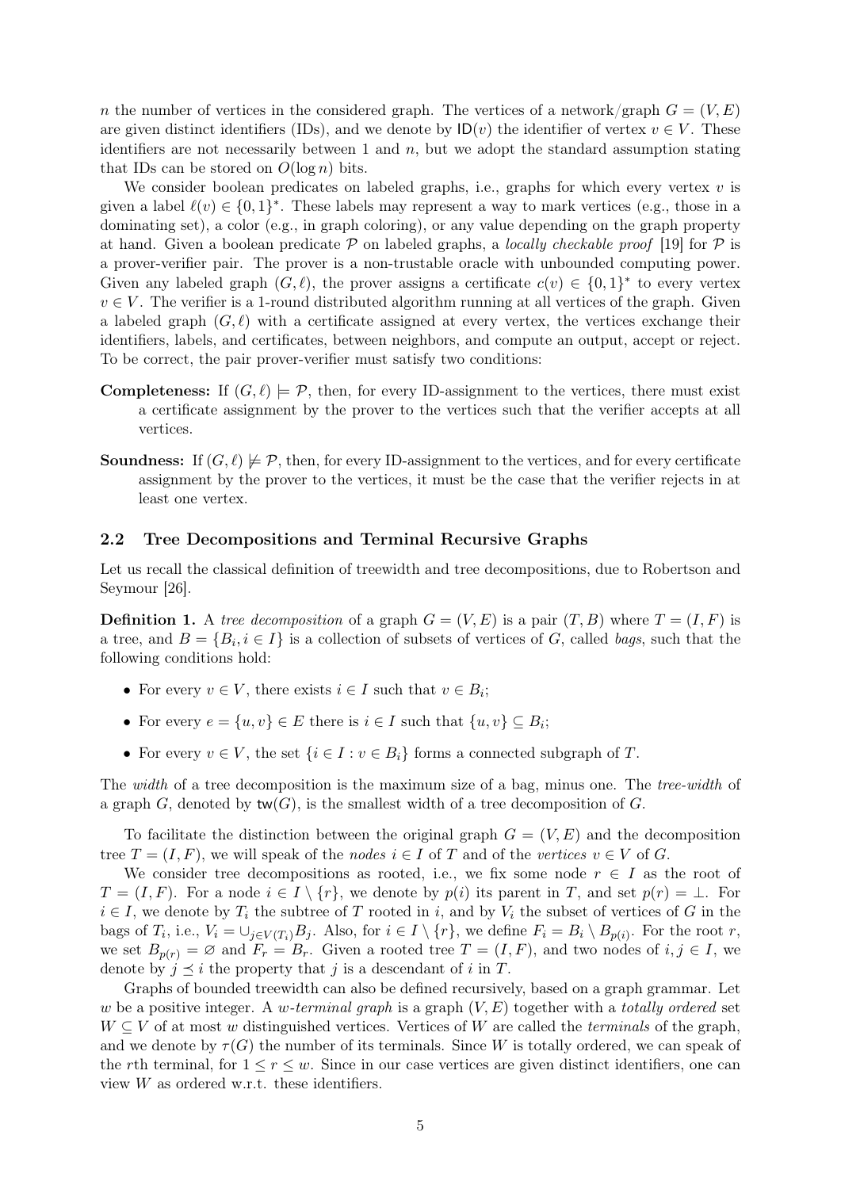$n$ the number of vertices in the considered graph. The vertices of a network/graph $G = (V, E)$ are given distinct identifiers (IDs), and we denote by $\mathsf{ID}(v)$ the identifier of vertex $v \in V$. These identifiers are not necessarily between 1 and $n$, but we adopt the standard assumption stating that IDs can be stored on $O(\log n)$ bits.

We consider boolean predicates on labeled graphs, i.e., graphs for which every vertex $v$ is given a label $\ell(v) \in \{0,1\}^*$. These labels may represent a way to mark vertices (e.g., those in a dominating set), a color (e.g., in graph coloring), or any value depending on the graph property at hand. Given a boolean predicate $\mathcal{P}$ on labeled graphs, a *locally checkable proof* [19] for $\mathcal{P}$ is a prover-verifier pair. The prover is a non-trustable oracle with unbounded computing power. Given any labeled graph $(G, \ell)$, the prover assigns a certificate $c(v) \in \{0,1\}^*$ to every vertex $v \in V$. The verifier is a 1-round distributed algorithm running at all vertices of the graph. Given a labeled graph $(G, \ell)$ with a certificate assigned at every vertex, the vertices exchange their identifiers, labels, and certificates, between neighbors, and compute an output, accept or reject. To be correct, the pair prover-verifier must satisfy two conditions:

**Completeness:** If $(G, \ell) \models \mathcal{P}$, then, for every ID-assignment to the vertices, there must exist a certificate assignment by the prover to the vertices such that the verifier accepts at all vertices.

**Soundness:** If $(G, \ell) \not\models \mathcal{P}$, then, for every ID-assignment to the vertices, and for every certificate assignment by the prover to the vertices, it must be the case that the verifier rejects in at least one vertex.

## 2.2 Tree Decompositions and Terminal Recursive Graphs

Let us recall the classical definition of treewidth and tree decompositions, due to Robertson and Seymour [26].

**Definition 1.** A *tree decomposition* of a graph $G = (V, E)$ is a pair $(T, B)$ where $T = (I, F)$ is a tree, and $B = \{B_i, i \in I\}$ is a collection of subsets of vertices of $G$, called *bags*, such that the following conditions hold:

- For every $v \in V$, there exists $i \in I$ such that $v \in B_i$;
- For every $e = \{u, v\} \in E$ there is $i \in I$ such that $\{u, v\} \subseteq B_i$;
- For every $v \in V$, the set $\{i \in I : v \in B_i\}$ forms a connected subgraph of $T$.

The *width* of a tree decomposition is the maximum size of a bag, minus one. The *tree-width* of a graph $G$, denoted by $\mathsf{tw}(G)$, is the smallest width of a tree decomposition of $G$.

To facilitate the distinction between the original graph $G = (V, E)$ and the decomposition tree $T = (I, F)$, we will speak of the *nodes* $i \in I$ of $T$ and of the *vertices* $v \in V$ of $G$.

We consider tree decompositions as rooted, i.e., we fix some node $r \in I$ as the root of $T = (I, F)$. For a node $i \in I \setminus \{r\}$, we denote by $p(i)$ its parent in $T$, and set $p(r) = \perp$. For $i \in I$, we denote by $T_i$ the subtree of $T$ rooted in $i$, and by $V_i$ the subset of vertices of $G$ in the bags of $T_i$, i.e., $V_i = \cup_{j \in V(T_i)} B_j$. Also, for $i \in I \setminus \{r\}$, we define $F_i = B_i \setminus B_{p(i)}$. For the root $r$, we set $B_{p(r)} = \varnothing$ and $F_r = B_r$. Given a rooted tree $T = (I, F)$, and two nodes of $i, j \in I$, we denote by $j \preceq i$ the property that $j$ is a descendant of $i$ in $T$.

Graphs of bounded treewidth can also be defined recursively, based on a graph grammar. Let $w$ be a positive integer. A *$w$-terminal graph* is a graph $(V, E)$ together with a *totally ordered* set $W \subseteq V$ of at most $w$ distinguished vertices. Vertices of $W$ are called the *terminals* of the graph, and we denote by $\tau(G)$ the number of its terminals. Since $W$ is totally ordered, we can speak of the $r$th terminal, for $1 \leq r \leq w$. Since in our case vertices are given distinct identifiers, one can view $W$ as ordered w.r.t. these identifiers.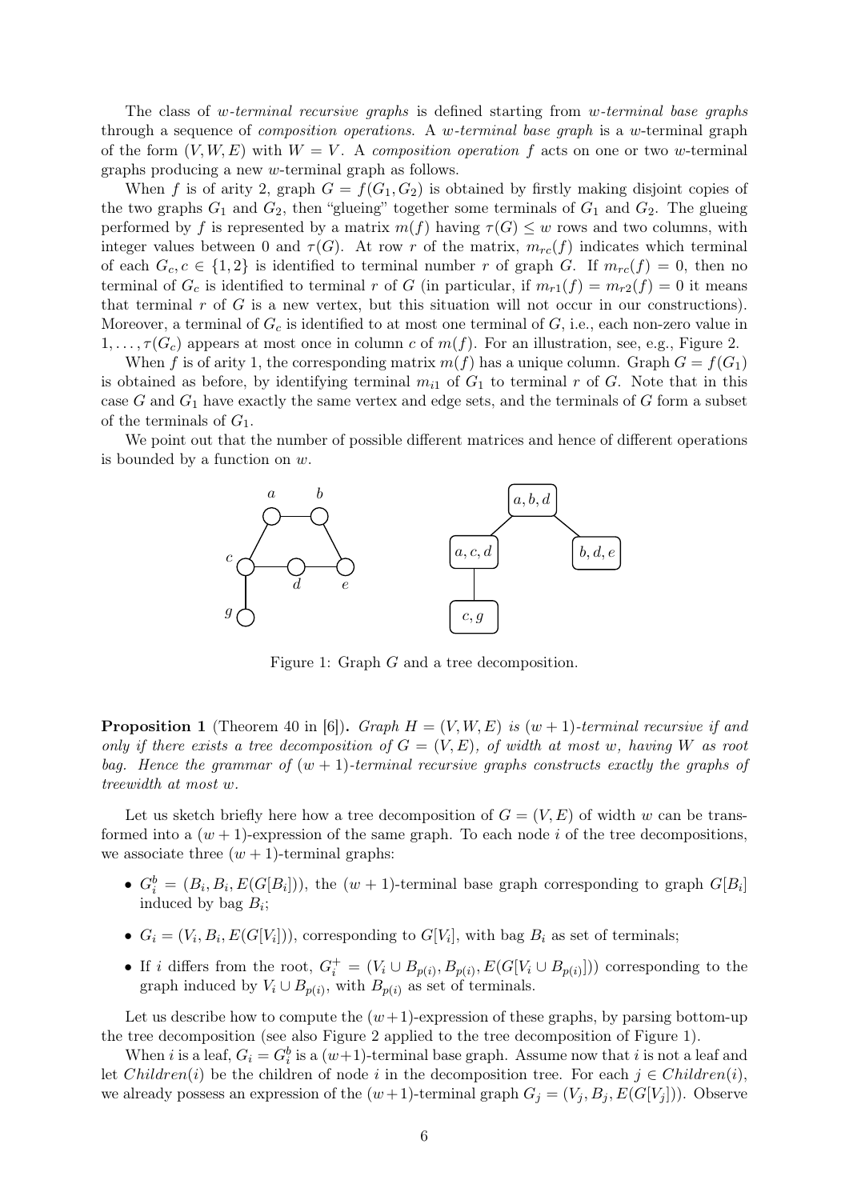The class of *w-terminal recursive graphs* is defined starting from *w-terminal base graphs* through a sequence of *composition operations*. A *w-terminal base graph* is a $w$-terminal graph of the form $(V, W, E)$ with $W = V$. A *composition operation* $f$ acts on one or two $w$-terminal graphs producing a new $w$-terminal graph as follows.

When $f$ is of arity 2, graph $G = f(G_1, G_2)$ is obtained by firstly making disjoint copies of the two graphs $G_1$ and $G_2$, then "glueing" together some terminals of $G_1$ and $G_2$. The glueing performed by $f$ is represented by a matrix $m(f)$ having $\tau(G) \leq w$ rows and two columns, with integer values between 0 and $\tau(G)$. At row $r$ of the matrix, $m_{rc}(f)$ indicates which terminal of each $G_c, c \in \{1, 2\}$ is identified to terminal number $r$ of graph $G$. If $m_{rc}(f) = 0$, then no terminal of $G_c$ is identified to terminal $r$ of $G$ (in particular, if $m_{r1}(f) = m_{r2}(f) = 0$ it means that terminal $r$ of $G$ is a new vertex, but this situation will not occur in our constructions). Moreover, a terminal of $G_c$ is identified to at most one terminal of $G$, i.e., each non-zero value in $1, \ldots, \tau(G_c)$ appears at most once in column $c$ of $m(f)$. For an illustration, see, e.g., Figure 2.

When $f$ is of arity 1, the corresponding matrix $m(f)$ has a unique column. Graph $G = f(G_1)$ is obtained as before, by identifying terminal $m_{i1}$ of $G_1$ to terminal $r$ of $G$. Note that in this case $G$ and $G_1$ have exactly the same vertex and edge sets, and the terminals of $G$ form a subset of the terminals of $G_1$.

We point out that the number of possible different matrices and hence of different operations is bounded by a function on $w$.

Figure 1: Graph $G$ and a tree decomposition.

**Proposition 1** (Theorem 40 in [6]). *Graph $H = (V, W, E)$ is $(w + 1)$-terminal recursive if and only if there exists a tree decomposition of $G = (V, E)$, of width at most $w$, having $W$ as root bag. Hence the grammar of $(w + 1)$-terminal recursive graphs constructs exactly the graphs of treewidth at most $w$.*

Let us sketch briefly here how a tree decomposition of $G = (V, E)$ of width $w$ can be transformed into a $(w + 1)$-expression of the same graph. To each node $i$ of the tree decompositions, we associate three $(w + 1)$-terminal graphs:

- $G_i^b = (B_i, B_i, E(G[B_i]))$, the $(w + 1)$-terminal base graph corresponding to graph $G[B_i]$ induced by bag $B_i$;
- $G_i = (V_i, B_i, E(G[V_i]))$, corresponding to $G[V_i]$, with bag $B_i$ as set of terminals;
- If $i$ differs from the root, $G_i^+ = (V_i \cup B_{p(i)}, B_{p(i)}, E(G[V_i \cup B_{p(i)}]))$ corresponding to the graph induced by $V_i \cup B_{p(i)}$, with $B_{p(i)}$ as set of terminals.

Let us describe how to compute the $(w+1)$-expression of these graphs, by parsing bottom-up the tree decomposition (see also Figure 2 applied to the tree decomposition of Figure 1).

When $i$ is a leaf, $G_i = G_i^b$ is a $(w+1)$-terminal base graph. Assume now that $i$ is not a leaf and let $Children(i)$ be the children of node $i$ in the decomposition tree. For each $j \in Children(i)$, we already possess an expression of the $(w+1)$-terminal graph $G_j = (V_j, B_j, E(G[V_j]))$. Observe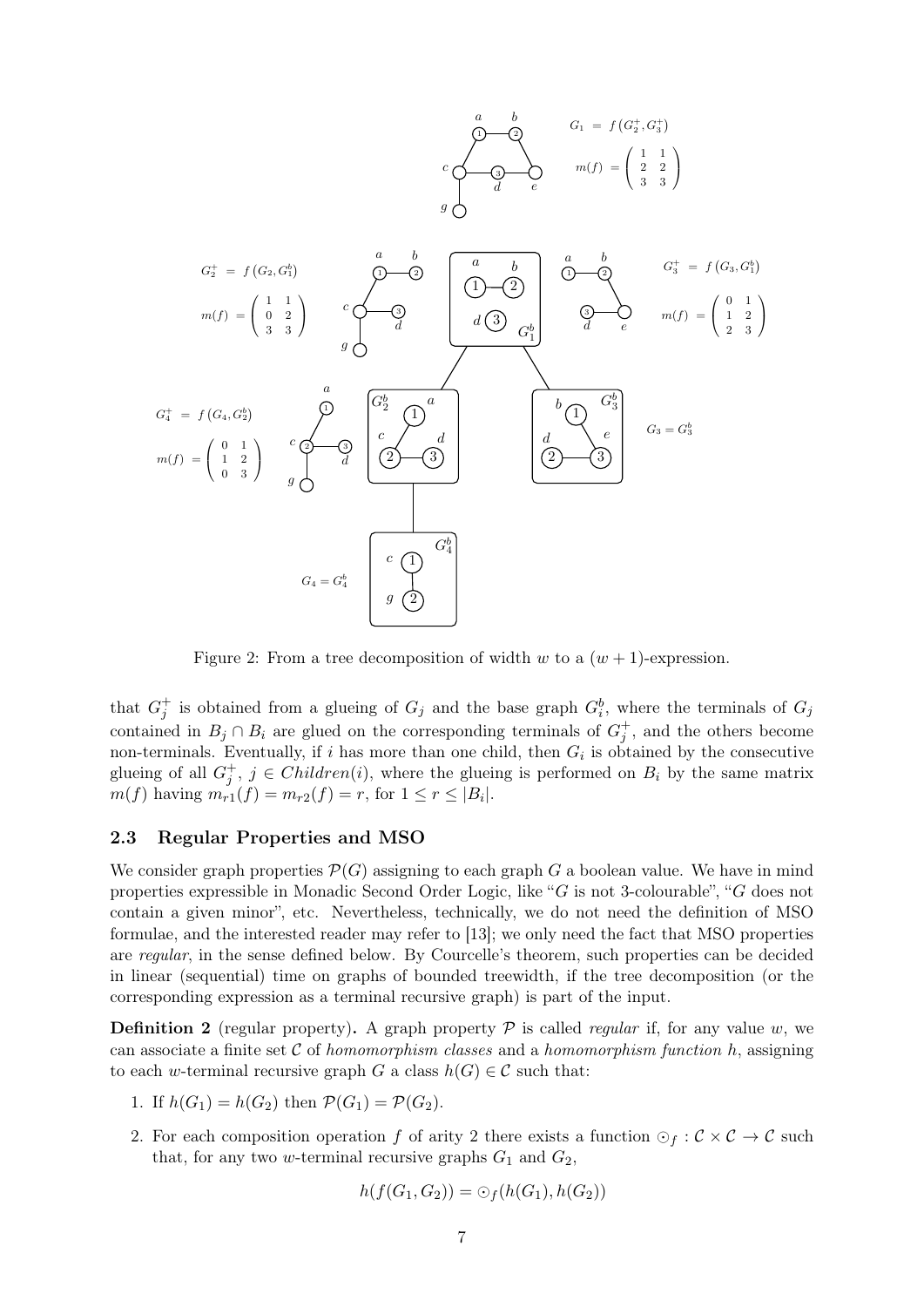Figure 2: From a tree decomposition of width $w$ to a $(w+1)$-expression.

that $G_j^+$ is obtained from a glueing of $G_j$ and the base graph $G_i^b$, where the terminals of $G_j$ contained in $B_j \cap B_i$ are glued on the corresponding terminals of $G_j^+$, and the others become non-terminals. Eventually, if $i$ has more than one child, then $G_i$ is obtained by the consecutive glueing of all $G_j^+$, $j \in Children(i)$, where the glueing is performed on $B_i$ by the same matrix $m(f)$ having $m_{r1}(f) = m_{r2}(f) = r$, for $1 \le r \le |B_i|$.

### 2.3 Regular Properties and MSO

We consider graph properties $\mathcal{P}(G)$ assigning to each graph $G$ a boolean value. We have in mind properties expressible in Monadic Second Order Logic, like "$G$ is not 3-colourable", "$G$ does not contain a given minor", etc. Nevertheless, technically, we do not need the definition of MSO formulae, and the interested reader may refer to [13]; we only need the fact that MSO properties are *regular*, in the sense defined below. By Courcelle's theorem, such properties can be decided in linear (sequential) time on graphs of bounded treewidth, if the tree decomposition (or the corresponding expression as a terminal recursive graph) is part of the input.

**Definition 2** (regular property)**.** A graph property $\mathcal{P}$ is called *regular* if, for any value $w$, we can associate a finite set $\mathcal{C}$ of *homomorphism classes* and a *homomorphism function* $h$, assigning to each $w$-terminal recursive graph $G$ a class $h(G) \in \mathcal{C}$ such that:

1. If $h(G_1) = h(G_2)$ then $\mathcal{P}(G_1) = \mathcal{P}(G_2)$.
2. For each composition operation $f$ of arity 2 there exists a function $\odot_f : \mathcal{C} \times \mathcal{C} \to \mathcal{C}$ such that, for any two $w$-terminal recursive graphs $G_1$ and $G_2$,

$$h(f(G_1, G_2)) = \odot_f(h(G_1), h(G_2))$$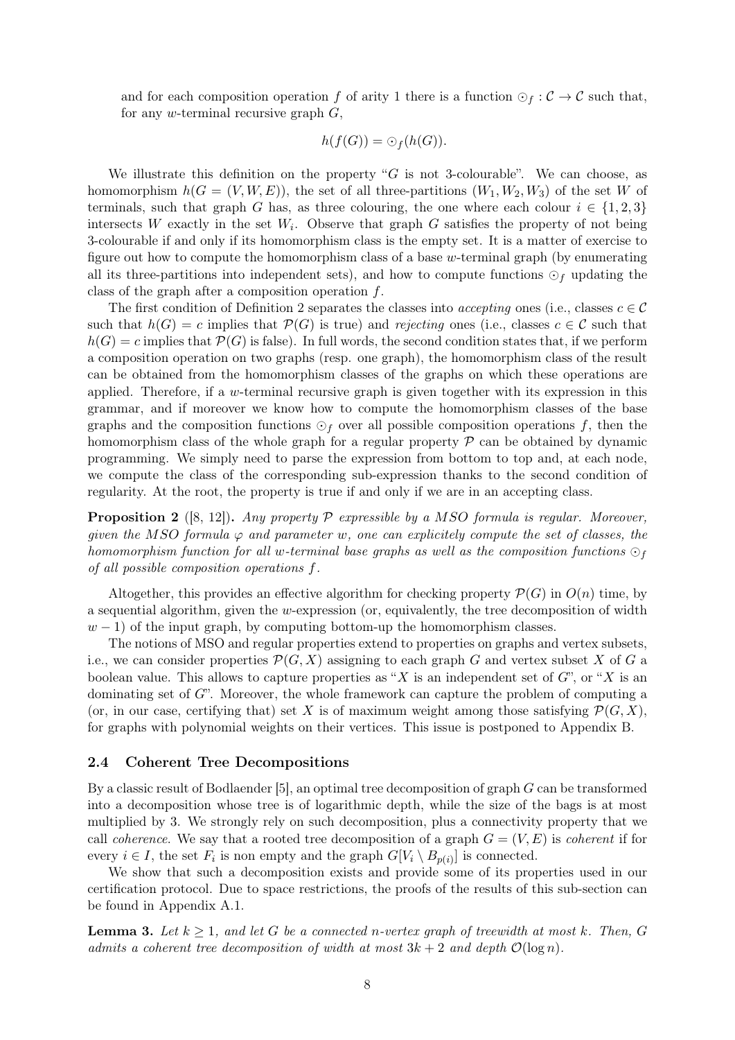and for each composition operation $f$ of arity 1 there is a function $\odot_f : \mathcal{C} \to \mathcal{C}$ such that, for any $w$-terminal recursive graph $G$,

$$h(f(G)) = \odot_f(h(G)).$$

We illustrate this definition on the property "$G$ is not 3-colourable". We can choose, as homomorphism $h(G = (V, W, E))$, the set of all three-partitions $(W_1, W_2, W_3)$ of the set $W$ of terminals, such that graph $G$ has, as three colouring, the one where each colour $i \in \{1, 2, 3\}$ intersects $W$ exactly in the set $W_i$. Observe that graph $G$ satisfies the property of not being 3-colourable if and only if its homomorphism class is the empty set. It is a matter of exercise to figure out how to compute the homomorphism class of a base $w$-terminal graph (by enumerating all its three-partitions into independent sets), and how to compute functions $\odot_f$ updating the class of the graph after a composition operation $f$.

The first condition of Definition 2 separates the classes into *accepting* ones (i.e., classes $c \in \mathcal{C}$ such that $h(G) = c$ implies that $\mathcal{P}(G)$ is true) and *rejecting* ones (i.e., classes $c \in \mathcal{C}$ such that $h(G) = c$ implies that $\mathcal{P}(G)$ is false). In full words, the second condition states that, if we perform a composition operation on two graphs (resp. one graph), the homomorphism class of the result can be obtained from the homomorphism classes of the graphs on which these operations are applied. Therefore, if a $w$-terminal recursive graph is given together with its expression in this grammar, and if moreover we know how to compute the homomorphism classes of the base graphs and the composition functions $\odot_f$ over all possible composition operations $f$, then the homomorphism class of the whole graph for a regular property $\mathcal{P}$ can be obtained by dynamic programming. We simply need to parse the expression from bottom to top and, at each node, we compute the class of the corresponding sub-expression thanks to the second condition of regularity. At the root, the property is true if and only if we are in an accepting class.

**Proposition 2** ([8, 12]). *Any property $\mathcal{P}$ expressible by a MSO formula is regular. Moreover, given the MSO formula $\varphi$ and parameter $w$, one can explicitely compute the set of classes, the homomorphism function for all $w$-terminal base graphs as well as the composition functions $\odot_f$ of all possible composition operations $f$.*

Altogether, this provides an effective algorithm for checking property $\mathcal{P}(G)$ in $O(n)$ time, by a sequential algorithm, given the $w$-expression (or, equivalently, the tree decomposition of width $w - 1$) of the input graph, by computing bottom-up the homomorphism classes.

The notions of MSO and regular properties extend to properties on graphs and vertex subsets, i.e., we can consider properties $\mathcal{P}(G, X)$ assigning to each graph $G$ and vertex subset $X$ of $G$ a boolean value. This allows to capture properties as "$X$ is an independent set of $G$", or "$X$ is an dominating set of $G$". Moreover, the whole framework can capture the problem of computing a (or, in our case, certifying that) set $X$ is of maximum weight among those satisfying $\mathcal{P}(G, X)$, for graphs with polynomial weights on their vertices. This issue is postponed to Appendix B.

### 2.4 Coherent Tree Decompositions

By a classic result of Bodlaender [5], an optimal tree decomposition of graph $G$ can be transformed into a decomposition whose tree is of logarithmic depth, while the size of the bags is at most multiplied by 3. We strongly rely on such decomposition, plus a connectivity property that we call *coherence*. We say that a rooted tree decomposition of a graph $G = (V, E)$ is *coherent* if for every $i \in I$, the set $F_i$ is non empty and the graph $G[V_i \setminus B_{p(i)}]$ is connected.

We show that such a decomposition exists and provide some of its properties used in our certification protocol. Due to space restrictions, the proofs of the results of this sub-section can be found in Appendix A.1.

**Lemma 3.** *Let $k \geq 1$, and let $G$ be a connected $n$-vertex graph of treewidth at most $k$. Then, $G$ admits a coherent tree decomposition of width at most $3k + 2$ and depth $\mathcal{O}(\log n)$.*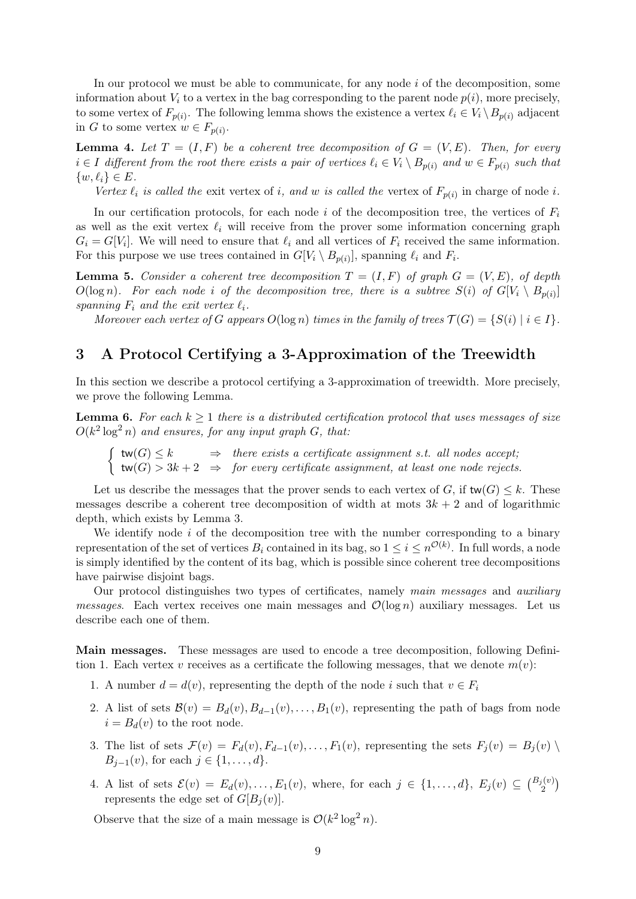In our protocol we must be able to communicate, for any node $i$ of the decomposition, some information about $V_i$ to a vertex in the bag corresponding to the parent node $p(i)$, more precisely, to some vertex of $F_{p(i)}$. The following lemma shows the existence a vertex $\ell_i \in V_i \setminus B_{p(i)}$ adjacent in $G$ to some vertex $w \in F_{p(i)}$.

**Lemma 4.** *Let $T = (I, F)$ be a coherent tree decomposition of $G = (V, E)$. Then, for every $i \in I$ different from the root there exists a pair of vertices $\ell_i \in V_i \setminus B_{p(i)}$ and $w \in F_{p(i)}$ such that $\{w, \ell_i\} \in E$.*

*Vertex $\ell_i$ is called the* exit vertex *of $i$, and $w$ is called the* vertex of $F_{p(i)}$ in charge of node $i$.

In our certification protocols, for each node $i$ of the decomposition tree, the vertices of $F_i$ as well as the exit vertex $\ell_i$ will receive from the prover some information concerning graph $G_i = G[V_i]$. We will need to ensure that $\ell_i$ and all vertices of $F_i$ received the same information. For this purpose we use trees contained in $G[V_i \setminus B_{p(i)}]$, spanning $\ell_i$ and $F_i$.

**Lemma 5.** *Consider a coherent tree decomposition $T = (I, F)$ of graph $G = (V, E)$, of depth $O(\log n)$. For each node $i$ of the decomposition tree, there is a subtree $S(i)$ of $G[V_i \setminus B_{p(i)}]$ spanning $F_i$ and the exit vertex $\ell_i$.*

*Moreover each vertex of $G$ appears $O(\log n)$ times in the family of trees $\mathcal{T}(G) = \{S(i) \mid i \in I\}$.*

# 3 A Protocol Certifying a 3-Approximation of the Treewidth

In this section we describe a protocol certifying a 3-approximation of treewidth. More precisely, we prove the following Lemma.

**Lemma 6.** *For each $k \geq 1$ there is a distributed certification protocol that uses messages of size $O(k^2 \log^2 n)$ and ensures, for any input graph $G$, that:*

$$\begin{cases} \mathsf{tw}(G) \leq k & \Rightarrow \text{ there exists a certificate assignment s.t. all nodes accept;} \\ \mathsf{tw}(G) > 3k+2 & \Rightarrow \text{ for every certificate assignment, at least one node rejects.} \end{cases}$$

Let us describe the messages that the prover sends to each vertex of $G$, if $\mathsf{tw}(G) \leq k$. These messages describe a coherent tree decomposition of width at mots $3k + 2$ and of logarithmic depth, which exists by Lemma 3.

We identify node $i$ of the decomposition tree with the number corresponding to a binary representation of the set of vertices $B_i$ contained in its bag, so $1 \leq i \leq n^{\mathcal{O}(k)}$. In full words, a node is simply identified by the content of its bag, which is possible since coherent tree decompositions have pairwise disjoint bags.

Our protocol distinguishes two types of certificates, namely *main messages* and *auxiliary messages*. Each vertex receives one main messages and $\mathcal{O}(\log n)$ auxiliary messages. Let us describe each one of them.

**Main messages.** These messages are used to encode a tree decomposition, following Definition 1. Each vertex $v$ receives as a certificate the following messages, that we denote $m(v)$:

1. A number $d = d(v)$, representing the depth of the node $i$ such that $v \in F_i$
2. A list of sets $\mathcal{B}(v) = B_d(v), B_{d-1}(v), \ldots, B_1(v)$, representing the path of bags from node $i = B_d(v)$ to the root node.
3. The list of sets $\mathcal{F}(v) = F_d(v), F_{d-1}(v), \ldots, F_1(v)$, representing the sets $F_j(v) = B_j(v) \setminus B_{j-1}(v)$, for each $j \in \{1, \ldots, d\}$.
4. A list of sets $\mathcal{E}(v) = E_d(v), \ldots, E_1(v)$, where, for each $j \in \{1, \ldots, d\}$, $E_j(v) \subseteq \binom{B_j(v)}{2}$ represents the edge set of $G[B_j(v)]$.

Observe that the size of a main message is $\mathcal{O}(k^2 \log^2 n)$.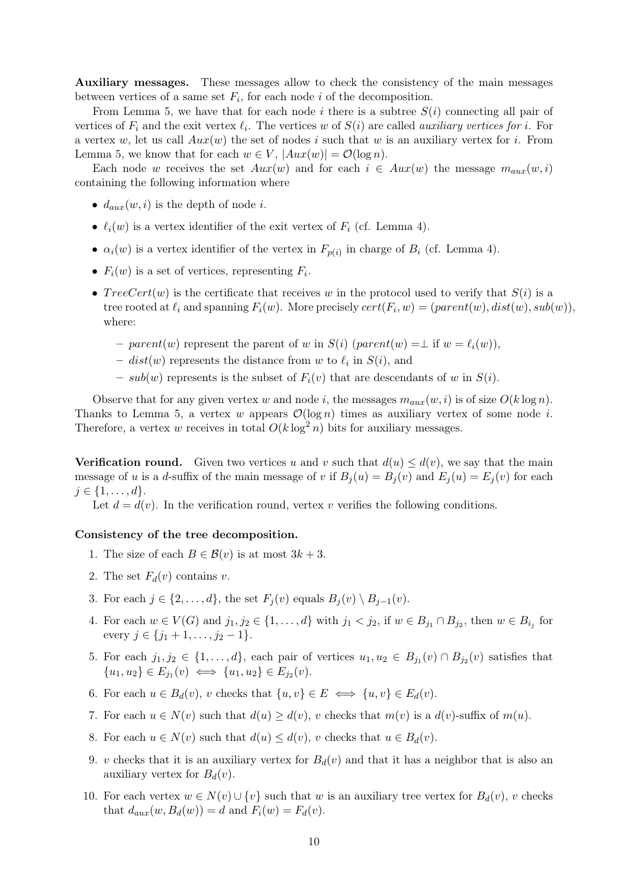**Auxiliary messages.** These messages allow to check the consistency of the main messages between vertices of a same set $F_i$, for each node $i$ of the decomposition.

From Lemma 5, we have that for each node $i$ there is a subtree $S(i)$ connecting all pair of vertices of $F_i$ and the exit vertex $\ell_i$. The vertices $w$ of $S(i)$ are called *auxiliary vertices for* $i$. For a vertex $w$, let us call $Aux(w)$ the set of nodes $i$ such that $w$ is an auxiliary vertex for $i$. From Lemma 5, we know that for each $w \in V$, $|Aux(w)| = \mathcal{O}(\log n)$.

Each node $w$ receives the set $Aux(w)$ and for each $i \in Aux(w)$ the message $m_{aux}(w, i)$ containing the following information where

- $d_{aux}(w, i)$ is the depth of node $i$.
- $\ell_i(w)$ is a vertex identifier of the exit vertex of $F_i$ (cf. Lemma 4).
- $\alpha_i(w)$ is a vertex identifier of the vertex in $F_{p(i)}$ in charge of $B_i$ (cf. Lemma 4).
- $F_i(w)$ is a set of vertices, representing $F_i$.
- $TreeCert(w)$ is the certificate that receives $w$ in the protocol used to verify that $S(i)$ is a tree rooted at $\ell_i$ and spanning $F_i(w)$. More precisely $cert(F_i, w) = (parent(w), dist(w), sub(w))$, where:
  - $parent(w)$ represent the parent of $w$ in $S(i)$ ($parent(w) = \perp$ if $w = \ell_i(w)$),
  - $dist(w)$ represents the distance from $w$ to $\ell_i$ in $S(i)$, and
  - $sub(w)$ represents is the subset of $F_i(v)$ that are descendants of $w$ in $S(i)$.

Observe that for any given vertex $w$ and node $i$, the messages $m_{aux}(w, i)$ is of size $O(k \log n)$. Thanks to Lemma 5, a vertex $w$ appears $\mathcal{O}(\log n)$ times as auxiliary vertex of some node $i$. Therefore, a vertex $w$ receives in total $O(k \log^2 n)$ bits for auxiliary messages.

**Verification round.** Given two vertices $u$ and $v$ such that $d(u) \leq d(v)$, we say that the main message of $u$ is a $d$-suffix of the main message of $v$ if $B_j(u) = B_j(v)$ and $E_j(u) = E_j(v)$ for each $j \in \{1, \dots, d\}$.

Let $d = d(v)$. In the verification round, vertex $v$ verifies the following conditions.

**Consistency of the tree decomposition.**

1. The size of each $B \in \mathcal{B}(v)$ is at most $3k + 3$.
2. The set $F_d(v)$ contains $v$.
3. For each $j \in \{2, \dots, d\}$, the set $F_j(v)$ equals $B_j(v) \setminus B_{j-1}(v)$.
4. For each $w \in V(G)$ and $j_1, j_2 \in \{1, \dots, d\}$ with $j_1 < j_2$, if $w \in B_{j_1} \cap B_{j_2}$, then $w \in B_{i_j}$ for every $j \in \{j_1 + 1, \dots, j_2 - 1\}$.
5. For each $j_1, j_2 \in \{1, \dots, d\}$, each pair of vertices $u_1, u_2 \in B_{j_1}(v) \cap B_{j_2}(v)$ satisfies that $\{u_1, u_2\} \in E_{j_1}(v) \iff \{u_1, u_2\} \in E_{j_2}(v)$.
6. For each $u \in B_d(v)$, $v$ checks that $\{u, v\} \in E \iff \{u, v\} \in E_d(v)$.
7. For each $u \in N(v)$ such that $d(u) \geq d(v)$, $v$ checks that $m(v)$ is a $d(v)$-suffix of $m(u)$.
8. For each $u \in N(v)$ such that $d(u) \leq d(v)$, $v$ checks that $u \in B_d(v)$.
9. $v$ checks that it is an auxiliary vertex for $B_d(v)$ and that it has a neighbor that is also an auxiliary vertex for $B_d(v)$.
10. For each vertex $w \in N(v) \cup \{v\}$ such that $w$ is an auxiliary tree vertex for $B_d(v)$, $v$ checks that $d_{aux}(w, B_d(w)) = d$ and $F_i(w) = F_d(v)$.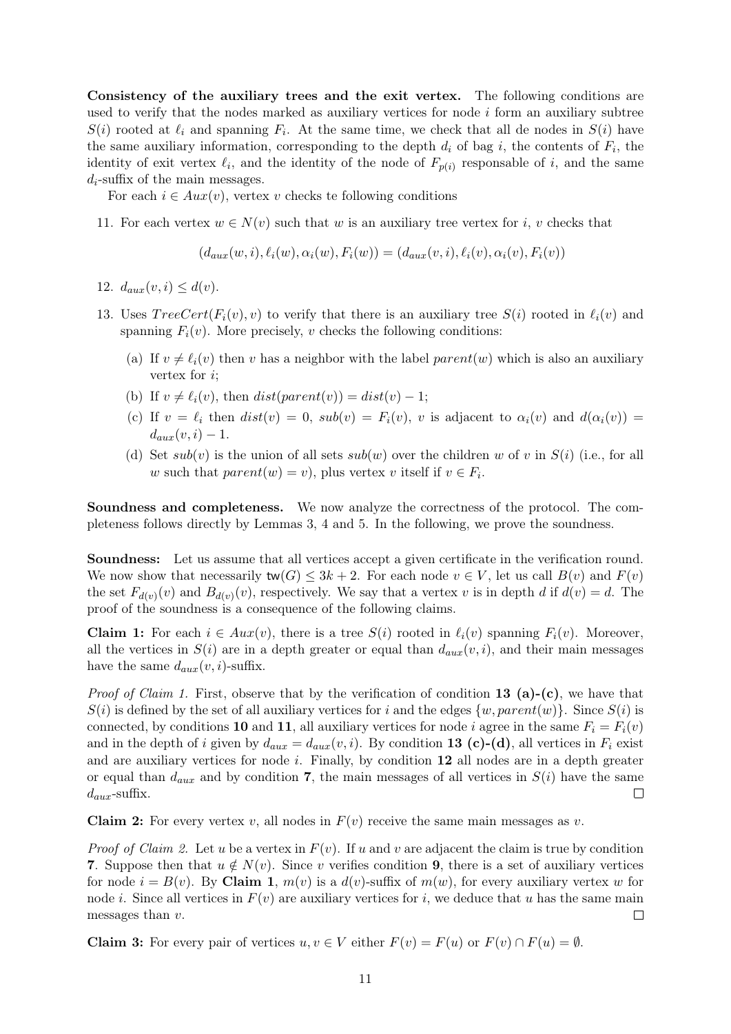**Consistency of the auxiliary trees and the exit vertex.** The following conditions are used to verify that the nodes marked as auxiliary vertices for node $i$ form an auxiliary subtree $S(i)$ rooted at $\ell_i$ and spanning $F_i$. At the same time, we check that all de nodes in $S(i)$ have the same auxiliary information, corresponding to the depth $d_i$ of bag $i$, the contents of $F_i$, the identity of exit vertex $\ell_i$, and the identity of the node of $F_{p(i)}$ responsable of $i$, and the same $d_i$-suffix of the main messages.

For each $i \in Aux(v)$, vertex $v$ checks te following conditions

11. For each vertex $w \in N(v)$ such that $w$ is an auxiliary tree vertex for $i$, $v$ checks that

$$(d_{aux}(w,i), \ell_i(w), \alpha_i(w), F_i(w)) = (d_{aux}(v,i), \ell_i(v), \alpha_i(v), F_i(v))$$

12. $d_{aux}(v,i) \leq d(v)$.
13. Uses $TreeCert(F_i(v), v)$ to verify that there is an auxiliary tree $S(i)$ rooted in $\ell_i(v)$ and spanning $F_i(v)$. More precisely, $v$ checks the following conditions:
    (a) If $v \neq \ell_i(v)$ then $v$ has a neighbor with the label $parent(w)$ which is also an auxiliary vertex for $i$;
    (b) If $v \neq \ell_i(v)$, then $dist(parent(v)) = dist(v) - 1$;
    (c) If $v = \ell_i$ then $dist(v) = 0$, $sub(v) = F_i(v)$, $v$ is adjacent to $\alpha_i(v)$ and $d(\alpha_i(v)) = d_{aux}(v,i) - 1$.
    (d) Set $sub(v)$ is the union of all sets $sub(w)$ over the children $w$ of $v$ in $S(i)$ (i.e., for all $w$ such that $parent(w) = v$), plus vertex $v$ itself if $v \in F_i$.

**Soundness and completeness.** We now analyze the correctness of the protocol. The completeness follows directly by Lemmas 3, 4 and 5. In the following, we prove the soundness.

**Soundness:** Let us assume that all vertices accept a given certificate in the verification round. We now show that necessarily $\mathsf{tw}(G) \leq 3k+2$. For each node $v \in V$, let us call $B(v)$ and $F(v)$ the set $F_{d(v)}(v)$ and $B_{d(v)}(v)$, respectively. We say that a vertex $v$ is in depth $d$ if $d(v) = d$. The proof of the soundness is a consequence of the following claims.

**Claim 1:** For each $i \in Aux(v)$, there is a tree $S(i)$ rooted in $\ell_i(v)$ spanning $F_i(v)$. Moreover, all the vertices in $S(i)$ are in a depth greater or equal than $d_{aux}(v,i)$, and their main messages have the same $d_{aux}(v,i)$-suffix.

*Proof of Claim 1.* First, observe that by the verification of condition **13 (a)-(c)**, we have that $S(i)$ is defined by the set of all auxiliary vertices for $i$ and the edges $\{w, parent(w)\}$. Since $S(i)$ is connected, by conditions **10** and **11**, all auxiliary vertices for node $i$ agree in the same $F_i = F_i(v)$ and in the depth of $i$ given by $d_{aux} = d_{aux}(v,i)$. By condition **13 (c)-(d)**, all vertices in $F_i$ exist and are auxiliary vertices for node $i$. Finally, by condition **12** all nodes are in a depth greater or equal than $d_{aux}$ and by condition **7**, the main messages of all vertices in $S(i)$ have the same $d_{aux}$-suffix. □

**Claim 2:** For every vertex $v$, all nodes in $F(v)$ receive the same main messages as $v$.

*Proof of Claim 2.* Let $u$ be a vertex in $F(v)$. If $u$ and $v$ are adjacent the claim is true by condition **7**. Suppose then that $u \notin N(v)$. Since $v$ verifies condition **9**, there is a set of auxiliary vertices for node $i = B(v)$. By **Claim 1**, $m(v)$ is a $d(v)$-suffix of $m(w)$, for every auxiliary vertex $w$ for node $i$. Since all vertices in $F(v)$ are auxiliary vertices for $i$, we deduce that $u$ has the same main messages than $v$. □

**Claim 3:** For every pair of vertices $u, v \in V$ either $F(v) = F(u)$ or $F(v) \cap F(u) = \emptyset$.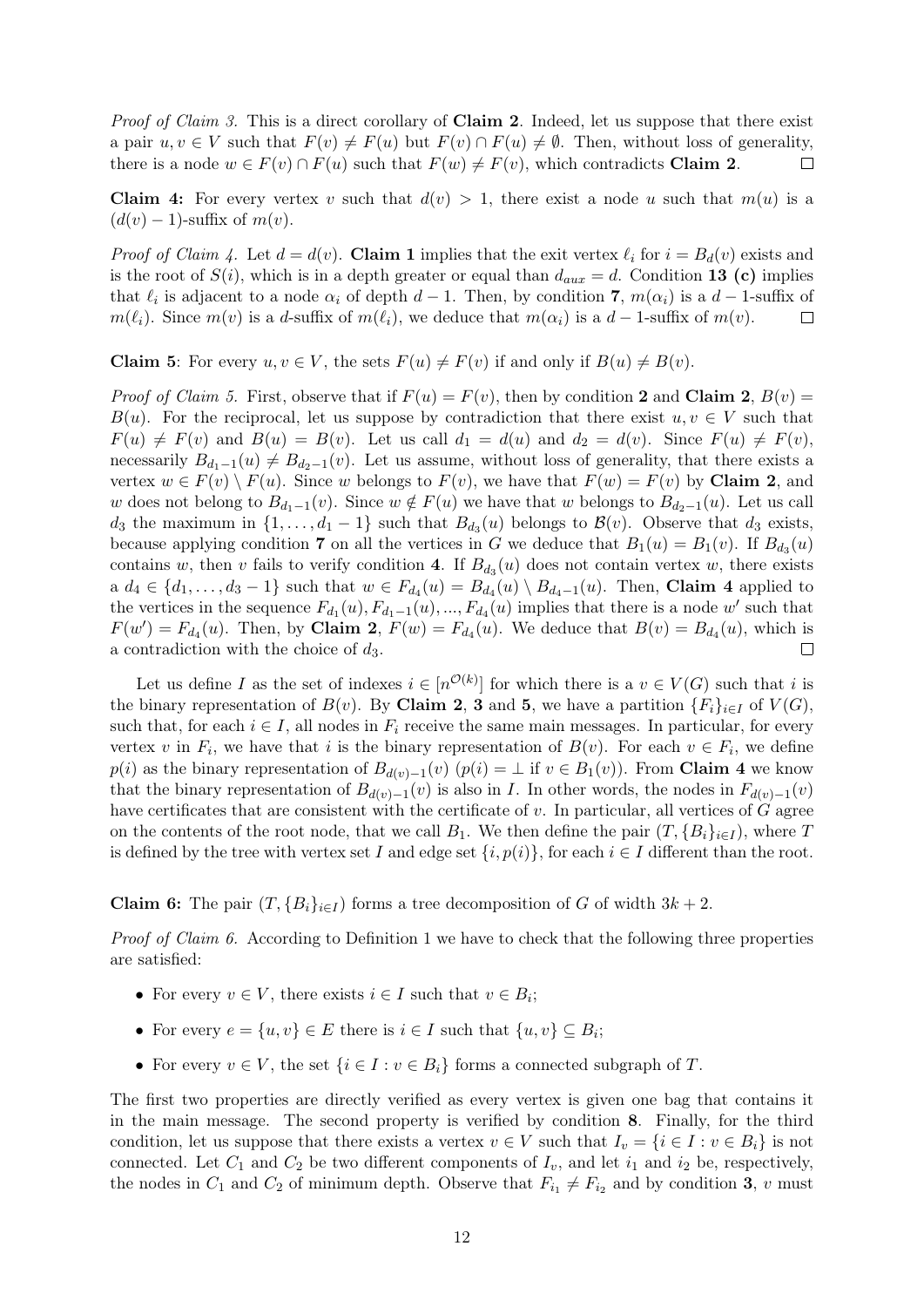*Proof of Claim 3.* This is a direct corollary of **Claim 2**. Indeed, let us suppose that there exist a pair $u, v \in V$ such that $F(v) \neq F(u)$ but $F(v) \cap F(u) \neq \emptyset$. Then, without loss of generality, there is a node $w \in F(v) \cap F(u)$ such that $F(w) \neq F(v)$, which contradicts **Claim 2**. $\square$

**Claim 4:** For every vertex $v$ such that $d(v) > 1$, there exist a node $u$ such that $m(u)$ is a $(d(v)-1)$-suffix of $m(v)$.

*Proof of Claim 4.* Let $d = d(v)$. **Claim 1** implies that the exit vertex $\ell_i$ for $i = B_d(v)$ exists and is the root of $S(i)$, which is in a depth greater or equal than $d_{aux} = d$. Condition **13 (c)** implies that $\ell_i$ is adjacent to a node $\alpha_i$ of depth $d-1$. Then, by condition **7**, $m(\alpha_i)$ is a $d-1$-suffix of $m(\ell_i)$. Since $m(v)$ is a $d$-suffix of $m(\ell_i)$, we deduce that $m(\alpha_i)$ is a $d-1$-suffix of $m(v)$. $\square$

**Claim 5**: For every $u, v \in V$, the sets $F(u) \neq F(v)$ if and only if $B(u) \neq B(v)$.

*Proof of Claim 5.* First, observe that if $F(u) = F(v)$, then by condition **2** and **Claim 2**, $B(v) = B(u)$. For the reciprocal, let us suppose by contradiction that there exist $u, v \in V$ such that $F(u) \neq F(v)$ and $B(u) = B(v)$. Let us call $d_1 = d(u)$ and $d_2 = d(v)$. Since $F(u) \neq F(v)$, necessarily $B_{d_1-1}(u) \neq B_{d_2-1}(v)$. Let us assume, without loss of generality, that there exists a vertex $w \in F(v) \setminus F(u)$. Since $w$ belongs to $F(v)$, we have that $F(w) = F(v)$ by **Claim 2**, and $w$ does not belong to $B_{d_1-1}(v)$. Since $w \notin F(u)$ we have that $w$ belongs to $B_{d_2-1}(u)$. Let us call $d_3$ the maximum in $\{1, \dots, d_1 - 1\}$ such that $B_{d_3}(u)$ belongs to $\mathcal{B}(v)$. Observe that $d_3$ exists, because applying condition **7** on all the vertices in $G$ we deduce that $B_1(u) = B_1(v)$. If $B_{d_3}(u)$ contains $w$, then $v$ fails to verify condition **4**. If $B_{d_3}(u)$ does not contain vertex $w$, there exists a $d_4 \in \{d_1, \dots, d_3 - 1\}$ such that $w \in F_{d_4}(u) = B_{d_4}(u) \setminus B_{d_4-1}(u)$. Then, **Claim 4** applied to the vertices in the sequence $F_{d_1}(u), F_{d_1-1}(u), ..., F_{d_4}(u)$ implies that there is a node $w'$ such that $F(w') = F_{d_4}(u)$. Then, by **Claim 2**, $F(w) = F_{d_4}(u)$. We deduce that $B(v) = B_{d_4}(u)$, which is a contradiction with the choice of $d_3$. $\square$

Let us define $I$ as the set of indexes $i \in [n^{\mathcal{O}(k)}]$ for which there is a $v \in V(G)$ such that $i$ is the binary representation of $B(v)$. By **Claim 2**, **3** and **5**, we have a partition $\{F_i\}_{i \in I}$ of $V(G)$, such that, for each $i \in I$, all nodes in $F_i$ receive the same main messages. In particular, for every vertex $v$ in $F_i$, we have that $i$ is the binary representation of $B(v)$. For each $v \in F_i$, we define $p(i)$ as the binary representation of $B_{d(v)-1}(v)$ ($p(i) = \perp$ if $v \in B_1(v)$). From **Claim 4** we know that the binary representation of $B_{d(v)-1}(v)$ is also in $I$. In other words, the nodes in $F_{d(v)-1}(v)$ have certificates that are consistent with the certificate of $v$. In particular, all vertices of $G$ agree on the contents of the root node, that we call $B_1$. We then define the pair $(T, \{B_i\}_{i \in I})$, where $T$ is defined by the tree with vertex set $I$ and edge set $\{i, p(i)\}$, for each $i \in I$ different than the root.

**Claim 6:** The pair $(T, \{B_i\}_{i \in I})$ forms a tree decomposition of $G$ of width $3k + 2$.

*Proof of Claim 6.* According to Definition 1 we have to check that the following three properties are satisfied:

- For every $v \in V$, there exists $i \in I$ such that $v \in B_i$;
- For every $e = \{u, v\} \in E$ there is $i \in I$ such that $\{u, v\} \subseteq B_i$;
- For every $v \in V$, the set $\{i \in I : v \in B_i\}$ forms a connected subgraph of $T$.

The first two properties are directly verified as every vertex is given one bag that contains it in the main message. The second property is verified by condition **8**. Finally, for the third condition, let us suppose that there exists a vertex $v \in V$ such that $I_v = \{i \in I : v \in B_i\}$ is not connected. Let $C_1$ and $C_2$ be two different components of $I_v$, and let $i_1$ and $i_2$ be, respectively, the nodes in $C_1$ and $C_2$ of minimum depth. Observe that $F_{i_1} \neq F_{i_2}$ and by condition **3**, $v$ must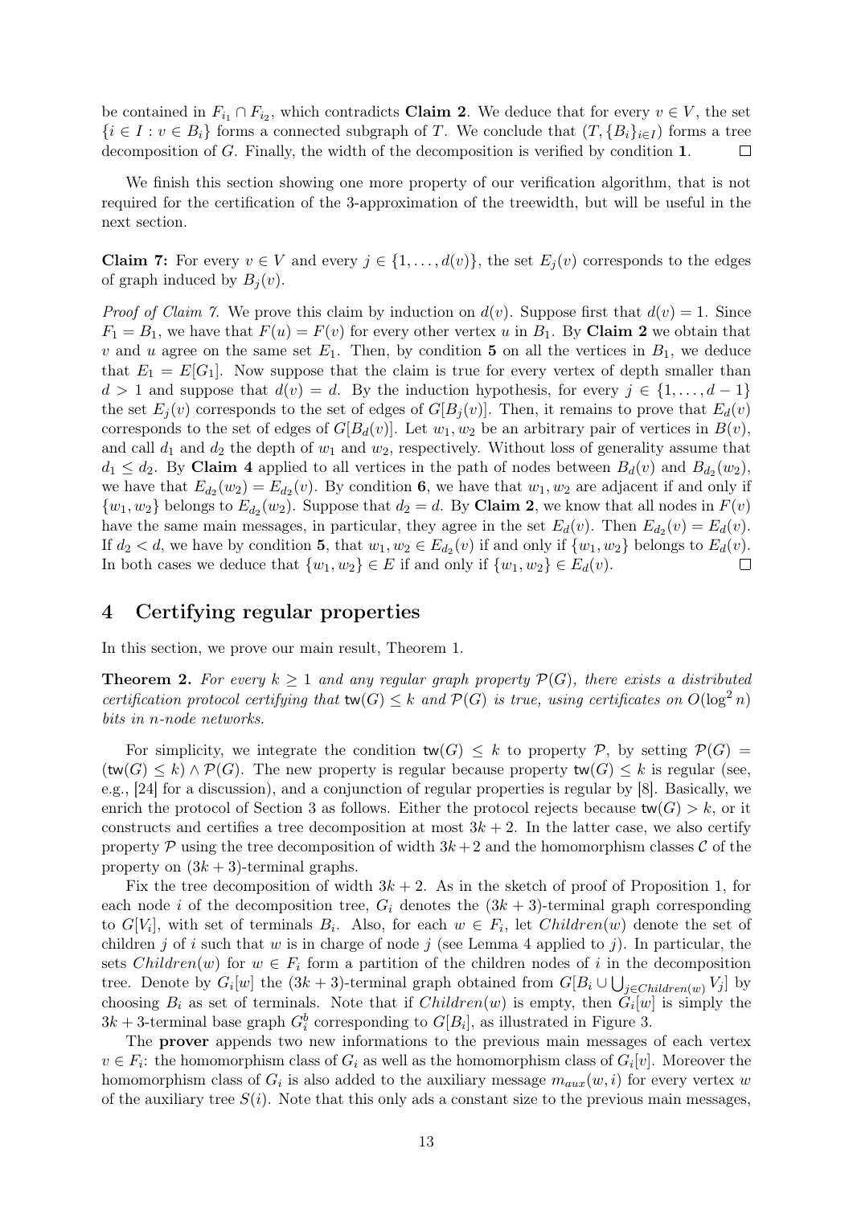be contained in $F_{i_1} \cap F_{i_2}$, which contradicts **Claim 2**. We deduce that for every $v \in V$, the set $\{i \in I : v \in B_i\}$ forms a connected subgraph of $T$. We conclude that $(T, \{B_i\}_{i \in I})$ forms a tree decomposition of $G$. Finally, the width of the decomposition is verified by condition **1**. $\square$

We finish this section showing one more property of our verification algorithm, that is not required for the certification of the 3-approximation of the treewidth, but will be useful in the next section.

**Claim 7:** For every $v \in V$ and every $j \in \{1, \dots, d(v)\}$, the set $E_j(v)$ corresponds to the edges of graph induced by $B_j(v)$.

*Proof of Claim 7.* We prove this claim by induction on $d(v)$. Suppose first that $d(v) = 1$. Since $F_1 = B_1$, we have that $F(u) = F(v)$ for every other vertex $u$ in $B_1$. By **Claim 2** we obtain that $v$ and $u$ agree on the same set $E_1$. Then, by condition **5** on all the vertices in $B_1$, we deduce that $E_1 = E[G_1]$. Now suppose that the claim is true for every vertex of depth smaller than $d > 1$ and suppose that $d(v) = d$. By the induction hypothesis, for every $j \in \{1, \dots, d-1\}$ the set $E_j(v)$ corresponds to the set of edges of $G[B_j(v)]$. Then, it remains to prove that $E_d(v)$ corresponds to the set of edges of $G[B_d(v)]$. Let $w_1, w_2$ be an arbitrary pair of vertices in $B(v)$, and call $d_1$ and $d_2$ the depth of $w_1$ and $w_2$, respectively. Without loss of generality assume that $d_1 \leq d_2$. By **Claim 4** applied to all vertices in the path of nodes between $B_d(v)$ and $B_{d_2}(w_2)$, we have that $E_{d_2}(w_2) = E_{d_2}(v)$. By condition **6**, we have that $w_1, w_2$ are adjacent if and only if $\{w_1, w_2\}$ belongs to $E_{d_2}(w_2)$. Suppose that $d_2 = d$. By **Claim 2**, we know that all nodes in $F(v)$ have the same main messages, in particular, they agree in the set $E_d(v)$. Then $E_{d_2}(v) = E_d(v)$. If $d_2 < d$, we have by condition **5**, that $w_1, w_2 \in E_{d_2}(v)$ if and only if $\{w_1, w_2\}$ belongs to $E_d(v)$. In both cases we deduce that $\{w_1, w_2\} \in E$ if and only if $\{w_1, w_2\} \in E_d(v)$. $\square$

## 4 Certifying regular properties

In this section, we prove our main result, Theorem 1.

**Theorem 2.** *For every $k \geq 1$ and any regular graph property $\mathcal{P}(G)$, there exists a distributed certification protocol certifying that $\mathsf{tw}(G) \leq k$ and $\mathcal{P}(G)$ is true, using certificates on $O(\log^2 n)$ bits in $n$-node networks.*

For simplicity, we integrate the condition $\mathsf{tw}(G) \leq k$ to property $\mathcal{P}$, by setting $\mathcal{P}(G) = (\mathsf{tw}(G) \leq k) \wedge \mathcal{P}(G)$. The new property is regular because property $\mathsf{tw}(G) \leq k$ is regular (see, e.g., [24] for a discussion), and a conjunction of regular properties is regular by [8]. Basically, we enrich the protocol of Section 3 as follows. Either the protocol rejects because $\mathsf{tw}(G) > k$, or it constructs and certifies a tree decomposition at most $3k + 2$. In the latter case, we also certify property $\mathcal{P}$ using the tree decomposition of width $3k + 2$ and the homomorphism classes $\mathcal{C}$ of the property on $(3k + 3)$-terminal graphs.

Fix the tree decomposition of width $3k + 2$. As in the sketch of proof of Proposition 1, for each node $i$ of the decomposition tree, $G_i$ denotes the $(3k + 3)$-terminal graph corresponding to $G[V_i]$, with set of terminals $B_i$. Also, for each $w \in F_i$, let $Children(w)$ denote the set of children $j$ of $i$ such that $w$ is in charge of node $j$ (see Lemma 4 applied to $j$). In particular, the sets $Children(w)$ for $w \in F_i$ form a partition of the children nodes of $i$ in the decomposition tree. Denote by $G_i[w]$ the $(3k + 3)$-terminal graph obtained from $G[B_i \cup \bigcup_{j \in Children(w)} V_j]$ by choosing $B_i$ as set of terminals. Note that if $Children(w)$ is empty, then $G_i[w]$ is simply the $3k + 3$-terminal base graph $G_i^b$ corresponding to $G[B_i]$, as illustrated in Figure 3.

The **prover** appends two new informations to the previous main messages of each vertex $v \in F_i$: the homomorphism class of $G_i$ as well as the homomorphism class of $G_i[v]$. Moreover the homomorphism class of $G_i$ is also added to the auxiliary message $m_{aux}(w, i)$ for every vertex $w$ of the auxiliary tree $S(i)$. Note that this only ads a constant size to the previous main messages,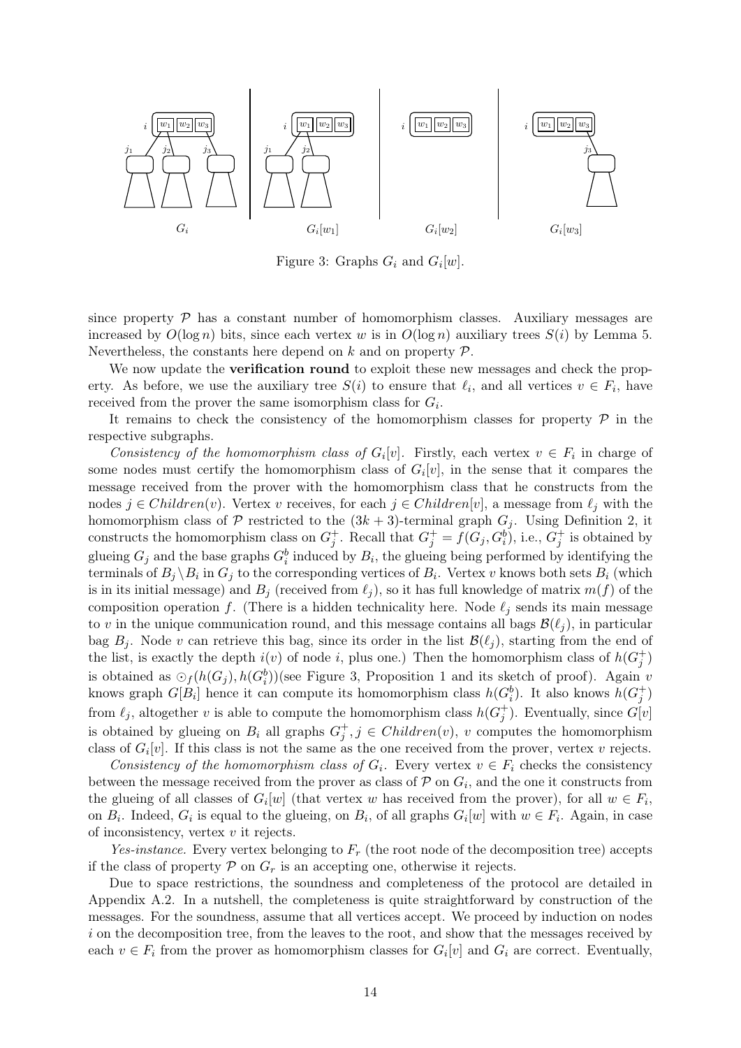Figure 3: Graphs $G_i$ and $G_i[w]$.

since property $\mathcal{P}$ has a constant number of homomorphism classes. Auxiliary messages are increased by $O(\log n)$ bits, since each vertex $w$ is in $O(\log n)$ auxiliary trees $S(i)$ by Lemma 5. Nevertheless, the constants here depend on $k$ and on property $\mathcal{P}$.

We now update the **verification round** to exploit these new messages and check the property. As before, we use the auxiliary tree $S(i)$ to ensure that $\ell_i$, and all vertices $v \in F_i$, have received from the prover the same isomorphism class for $G_i$.

It remains to check the consistency of the homomorphism classes for property $\mathcal{P}$ in the respective subgraphs.

*Consistency of the homomorphism class of $G_i[v]$.* Firstly, each vertex $v \in F_i$ in charge of some nodes must certify the homomorphism class of $G_i[v]$, in the sense that it compares the message received from the prover with the homomorphism class that he constructs from the nodes $j \in Children(v)$. Vertex $v$ receives, for each $j \in Children[v]$, a message from $\ell_j$ with the homomorphism class of $\mathcal{P}$ restricted to the $(3k+3)$-terminal graph $G_j$. Using Definition 2, it constructs the homomorphism class on $G_j^+$. Recall that $G_j^+ = f(G_j, G_i^b)$, i.e., $G_j^+$ is obtained by glueing $G_j$ and the base graphs $G_i^b$ induced by $B_i$, the glueing being performed by identifying the terminals of $B_j \setminus B_i$ in $G_j$ to the corresponding vertices of $B_i$. Vertex $v$ knows both sets $B_i$ (which is in its initial message) and $B_j$ (received from $\ell_j$), so it has full knowledge of matrix $m(f)$ of the composition operation $f$. (There is a hidden technicality here. Node $\ell_j$ sends its main message to $v$ in the unique communication round, and this message contains all bags $\mathcal{B}(\ell_j)$, in particular bag $B_j$. Node $v$ can retrieve this bag, since its order in the list $\mathcal{B}(\ell_j)$, starting from the end of the list, is exactly the depth $i(v)$ of node $i$, plus one.) Then the homomorphism class of $h(G_j^+)$ is obtained as $\odot_f(h(G_j), h(G_i^b))$(see Figure 3, Proposition 1 and its sketch of proof). Again $v$ knows graph $G[B_i]$ hence it can compute its homomorphism class $h(G_i^b)$. It also knows $h(G_j^+)$ from $\ell_j$, altogether $v$ is able to compute the homomorphism class $h(G_j^+)$. Eventually, since $G[v]$ is obtained by glueing on $B_i$ all graphs $G_j^+, j \in Children(v)$, $v$ computes the homomorphism class of $G_i[v]$. If this class is not the same as the one received from the prover, vertex $v$ rejects.

*Consistency of the homomorphism class of $G_i$.* Every vertex $v \in F_i$ checks the consistency between the message received from the prover as class of $\mathcal{P}$ on $G_i$, and the one it constructs from the glueing of all classes of $G_i[w]$ (that vertex $w$ has received from the prover), for all $w \in F_i$, on $B_i$. Indeed, $G_i$ is equal to the glueing, on $B_i$, of all graphs $G_i[w]$ with $w \in F_i$. Again, in case of inconsistency, vertex $v$ it rejects.

*Yes-instance.* Every vertex belonging to $F_r$ (the root node of the decomposition tree) accepts if the class of property $\mathcal{P}$ on $G_r$ is an accepting one, otherwise it rejects.

Due to space restrictions, the soundness and completeness of the protocol are detailed in Appendix A.2. In a nutshell, the completeness is quite straightforward by construction of the messages. For the soundness, assume that all vertices accept. We proceed by induction on nodes $i$ on the decomposition tree, from the leaves to the root, and show that the messages received by each $v \in F_i$ from the prover as homomorphism classes for $G_i[v]$ and $G_i$ are correct. Eventually,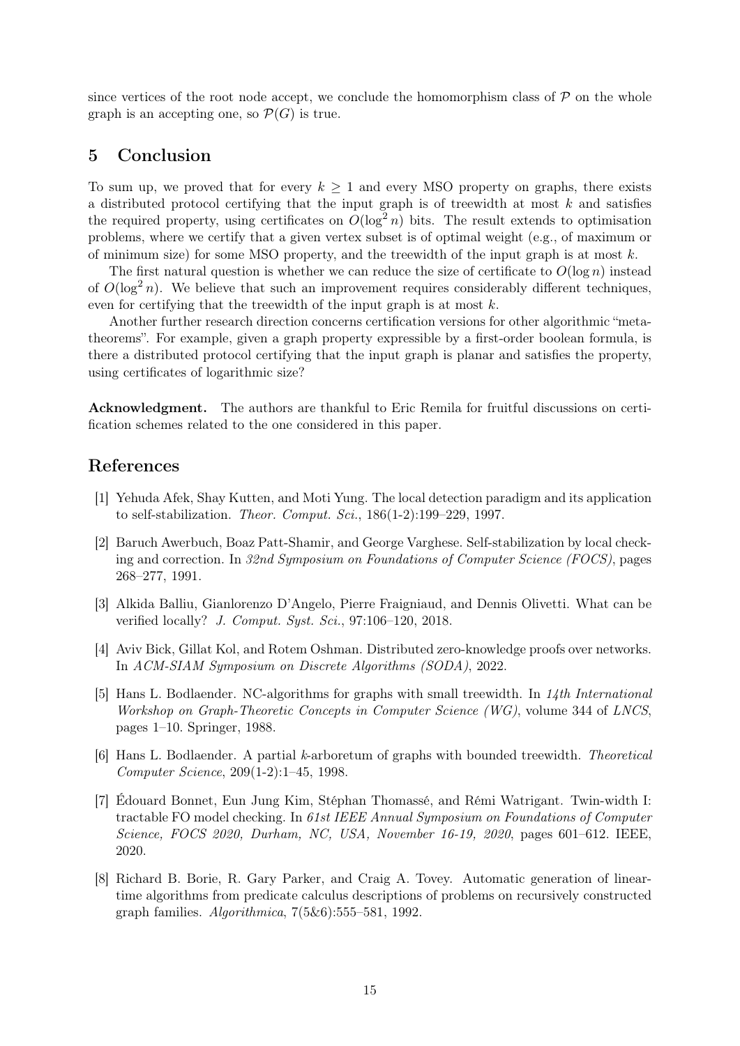since vertices of the root node accept, we conclude the homomorphism class of $\mathcal{P}$ on the whole graph is an accepting one, so $\mathcal{P}(G)$ is true.

## 5 Conclusion

To sum up, we proved that for every $k \geq 1$ and every MSO property on graphs, there exists a distributed protocol certifying that the input graph is of treewidth at most $k$ and satisfies the required property, using certificates on $O(\log^2 n)$ bits. The result extends to optimisation problems, where we certify that a given vertex subset is of optimal weight (e.g., of maximum or of minimum size) for some MSO property, and the treewidth of the input graph is at most $k$.

The first natural question is whether we can reduce the size of certificate to $O(\log n)$ instead of $O(\log^2 n)$. We believe that such an improvement requires considerably different techniques, even for certifying that the treewidth of the input graph is at most $k$.

Another further research direction concerns certification versions for other algorithmic "meta-theorems". For example, given a graph property expressible by a first-order boolean formula, is there a distributed protocol certifying that the input graph is planar and satisfies the property, using certificates of logarithmic size?

**Acknowledgment.** The authors are thankful to Eric Remila for fruitful discussions on certification schemes related to the one considered in this paper.

## References

[1] Yehuda Afek, Shay Kutten, and Moti Yung. The local detection paradigm and its application to self-stabilization. *Theor. Comput. Sci.*, 186(1-2):199–229, 1997.

[2] Baruch Awerbuch, Boaz Patt-Shamir, and George Varghese. Self-stabilization by local checking and correction. In *32nd Symposium on Foundations of Computer Science (FOCS)*, pages 268–277, 1991.

[3] Alkida Balliu, Gianlorenzo D'Angelo, Pierre Fraigniaud, and Dennis Olivetti. What can be verified locally? *J. Comput. Syst. Sci.*, 97:106–120, 2018.

[4] Aviv Bick, Gillat Kol, and Rotem Oshman. Distributed zero-knowledge proofs over networks. In *ACM-SIAM Symposium on Discrete Algorithms (SODA)*, 2022.

[5] Hans L. Bodlaender. NC-algorithms for graphs with small treewidth. In *14th International Workshop on Graph-Theoretic Concepts in Computer Science (WG)*, volume 344 of *LNCS*, pages 1–10. Springer, 1988.

[6] Hans L. Bodlaender. A partial $k$-arboretum of graphs with bounded treewidth. *Theoretical Computer Science*, 209(1-2):1–45, 1998.

[7] Édouard Bonnet, Eun Jung Kim, Stéphan Thomassé, and Rémi Watrigant. Twin-width I: tractable FO model checking. In *61st IEEE Annual Symposium on Foundations of Computer Science, FOCS 2020, Durham, NC, USA, November 16-19, 2020*, pages 601–612. IEEE, 2020.

[8] Richard B. Borie, R. Gary Parker, and Craig A. Tovey. Automatic generation of linear-time algorithms from predicate calculus descriptions of problems on recursively constructed graph families. *Algorithmica*, 7(5&6):555–581, 1992.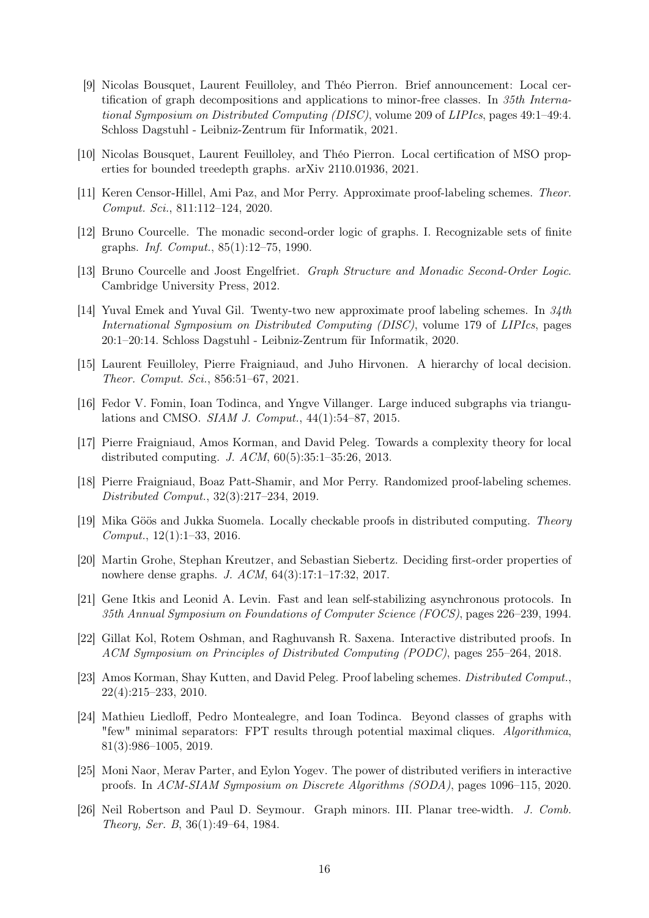[9] Nicolas Bousquet, Laurent Feuilloley, and Théo Pierron. Brief announcement: Local certification of graph decompositions and applications to minor-free classes. In *35th International Symposium on Distributed Computing (DISC)*, volume 209 of *LIPIcs*, pages 49:1–49:4. Schloss Dagstuhl - Leibniz-Zentrum für Informatik, 2021.

[10] Nicolas Bousquet, Laurent Feuilloley, and Théo Pierron. Local certification of MSO properties for bounded treedepth graphs. arXiv 2110.01936, 2021.

[11] Keren Censor-Hillel, Ami Paz, and Mor Perry. Approximate proof-labeling schemes. *Theor. Comput. Sci.*, 811:112–124, 2020.

[12] Bruno Courcelle. The monadic second-order logic of graphs. I. Recognizable sets of finite graphs. *Inf. Comput.*, 85(1):12–75, 1990.

[13] Bruno Courcelle and Joost Engelfriet. *Graph Structure and Monadic Second-Order Logic*. Cambridge University Press, 2012.

[14] Yuval Emek and Yuval Gil. Twenty-two new approximate proof labeling schemes. In *34th International Symposium on Distributed Computing (DISC)*, volume 179 of *LIPIcs*, pages 20:1–20:14. Schloss Dagstuhl - Leibniz-Zentrum für Informatik, 2020.

[15] Laurent Feuilloley, Pierre Fraigniaud, and Juho Hirvonen. A hierarchy of local decision. *Theor. Comput. Sci.*, 856:51–67, 2021.

[16] Fedor V. Fomin, Ioan Todinca, and Yngve Villanger. Large induced subgraphs via triangulations and CMSO. *SIAM J. Comput.*, 44(1):54–87, 2015.

[17] Pierre Fraigniaud, Amos Korman, and David Peleg. Towards a complexity theory for local distributed computing. *J. ACM*, 60(5):35:1–35:26, 2013.

[18] Pierre Fraigniaud, Boaz Patt-Shamir, and Mor Perry. Randomized proof-labeling schemes. *Distributed Comput.*, 32(3):217–234, 2019.

[19] Mika Göös and Jukka Suomela. Locally checkable proofs in distributed computing. *Theory Comput.*, 12(1):1–33, 2016.

[20] Martin Grohe, Stephan Kreutzer, and Sebastian Siebertz. Deciding first-order properties of nowhere dense graphs. *J. ACM*, 64(3):17:1–17:32, 2017.

[21] Gene Itkis and Leonid A. Levin. Fast and lean self-stabilizing asynchronous protocols. In *35th Annual Symposium on Foundations of Computer Science (FOCS)*, pages 226–239, 1994.

[22] Gillat Kol, Rotem Oshman, and Raghuvansh R. Saxena. Interactive distributed proofs. In *ACM Symposium on Principles of Distributed Computing (PODC)*, pages 255–264, 2018.

[23] Amos Korman, Shay Kutten, and David Peleg. Proof labeling schemes. *Distributed Comput.*, 22(4):215–233, 2010.

[24] Mathieu Liedloff, Pedro Montealegre, and Ioan Todinca. Beyond classes of graphs with "few" minimal separators: FPT results through potential maximal cliques. *Algorithmica*, 81(3):986–1005, 2019.

[25] Moni Naor, Merav Parter, and Eylon Yogev. The power of distributed verifiers in interactive proofs. In *ACM-SIAM Symposium on Discrete Algorithms (SODA)*, pages 1096–115, 2020.

[26] Neil Robertson and Paul D. Seymour. Graph minors. III. Planar tree-width. *J. Comb. Theory, Ser. B*, 36(1):49–64, 1984.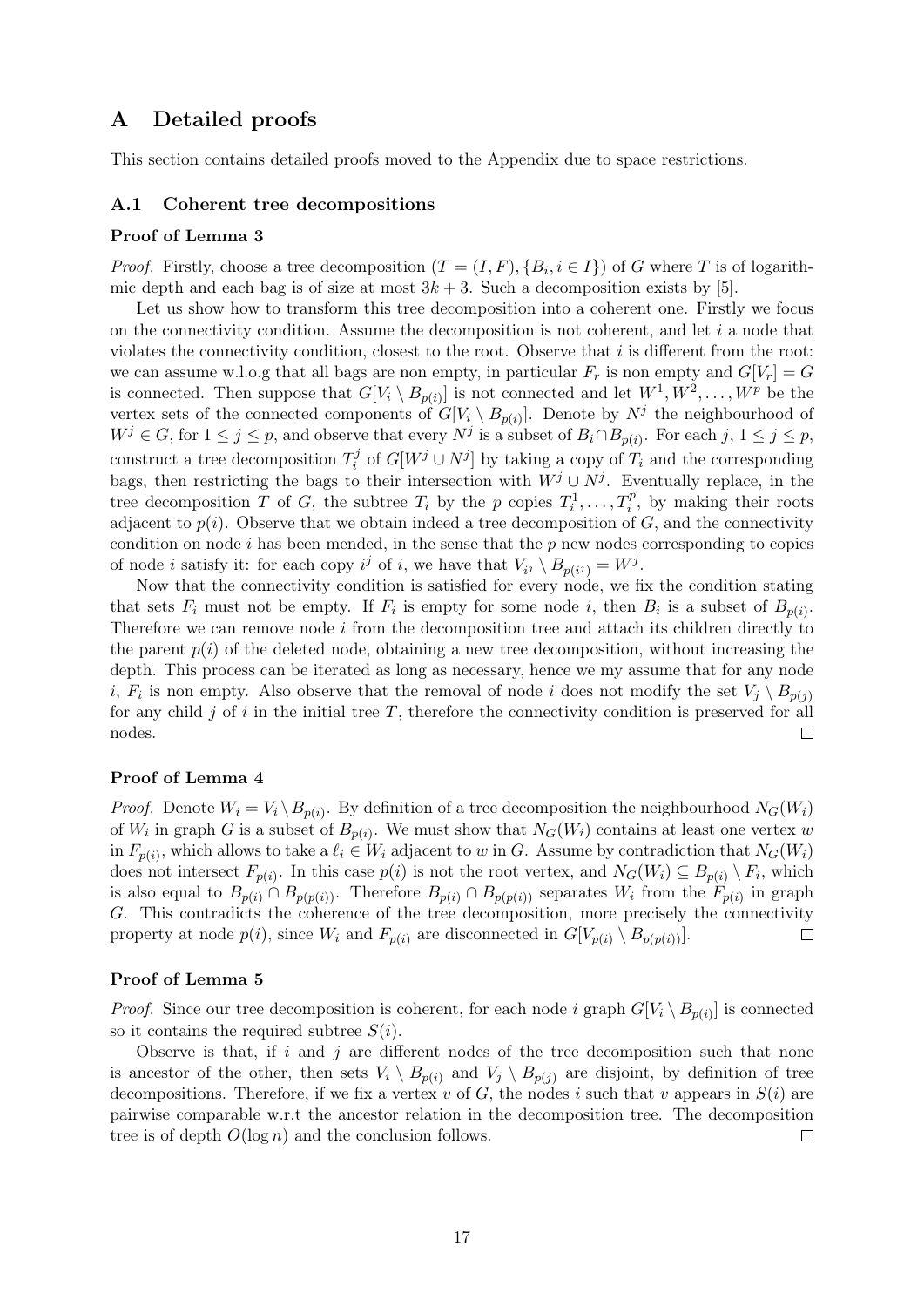# A Detailed proofs

This section contains detailed proofs moved to the Appendix due to space restrictions.

## A.1 Coherent tree decompositions

### Proof of Lemma 3

*Proof.* Firstly, choose a tree decomposition $(T = (I, F), \{B_i, i \in I\})$ of $G$ where $T$ is of logarithmic depth and each bag is of size at most $3k + 3$. Such a decomposition exists by [5].

Let us show how to transform this tree decomposition into a coherent one. Firstly we focus on the connectivity condition. Assume the decomposition is not coherent, and let $i$ a node that violates the connectivity condition, closest to the root. Observe that $i$ is different from the root: we can assume w.l.o.g that all bags are non empty, in particular $F_r$ is non empty and $G[V_r] = G$ is connected. Then suppose that $G[V_i \setminus B_{p(i)}]$ is not connected and let $W^1, W^2, \ldots, W^p$ be the vertex sets of the connected components of $G[V_i \setminus B_{p(i)}]$. Denote by $N^j$ the neighbourhood of $W^j \in G$, for $1 \leq j \leq p$, and observe that every $N^j$ is a subset of $B_i \cap B_{p(i)}$. For each $j$, $1 \leq j \leq p$, construct a tree decomposition $T_i^j$ of $G[W^j \cup N^j]$ by taking a copy of $T_i$ and the corresponding bags, then restricting the bags to their intersection with $W^j \cup N^j$. Eventually replace, in the tree decomposition $T$ of $G$, the subtree $T_i$ by the $p$ copies $T_i^1, \ldots, T_i^p$, by making their roots adjacent to $p(i)$. Observe that we obtain indeed a tree decomposition of $G$, and the connectivity condition on node $i$ has been mended, in the sense that the $p$ new nodes corresponding to copies of node $i$ satisfy it: for each copy $i^j$ of $i$, we have that $V_{i^j} \setminus B_{p(i^j)} = W^j$.

Now that the connectivity condition is satisfied for every node, we fix the condition stating that sets $F_i$ must not be empty. If $F_i$ is empty for some node $i$, then $B_i$ is a subset of $B_{p(i)}$. Therefore we can remove node $i$ from the decomposition tree and attach its children directly to the parent $p(i)$ of the deleted node, obtaining a new tree decomposition, without increasing the depth. This process can be iterated as long as necessary, hence we my assume that for any node $i$, $F_i$ is non empty. Also observe that the removal of node $i$ does not modify the set $V_j \setminus B_{p(j)}$ for any child $j$ of $i$ in the initial tree $T$, therefore the connectivity condition is preserved for all nodes. $\square$

### Proof of Lemma 4

*Proof.* Denote $W_i = V_i \setminus B_{p(i)}$. By definition of a tree decomposition the neighbourhood $N_G(W_i)$ of $W_i$ in graph $G$ is a subset of $B_{p(i)}$. We must show that $N_G(W_i)$ contains at least one vertex $w$ in $F_{p(i)}$, which allows to take a $\ell_i \in W_i$ adjacent to $w$ in $G$. Assume by contradiction that $N_G(W_i)$ does not intersect $F_{p(i)}$. In this case $p(i)$ is not the root vertex, and $N_G(W_i) \subseteq B_{p(i)} \setminus F_i$, which is also equal to $B_{p(i)} \cap B_{p(p(i))}$. Therefore $B_{p(i)} \cap B_{p(p(i))}$ separates $W_i$ from the $F_{p(i)}$ in graph $G$. This contradicts the coherence of the tree decomposition, more precisely the connectivity property at node $p(i)$, since $W_i$ and $F_{p(i)}$ are disconnected in $G[V_{p(i)} \setminus B_{p(p(i))}]$. $\square$

### Proof of Lemma 5

*Proof.* Since our tree decomposition is coherent, for each node $i$ graph $G[V_i \setminus B_{p(i)}]$ is connected so it contains the required subtree $S(i)$.

Observe is that, if $i$ and $j$ are different nodes of the tree decomposition such that none is ancestor of the other, then sets $V_i \setminus B_{p(i)}$ and $V_j \setminus B_{p(j)}$ are disjoint, by definition of tree decompositions. Therefore, if we fix a vertex $v$ of $G$, the nodes $i$ such that $v$ appears in $S(i)$ are pairwise comparable w.r.t the ancestor relation in the decomposition tree. The decomposition tree is of depth $O(\log n)$ and the conclusion follows. $\square$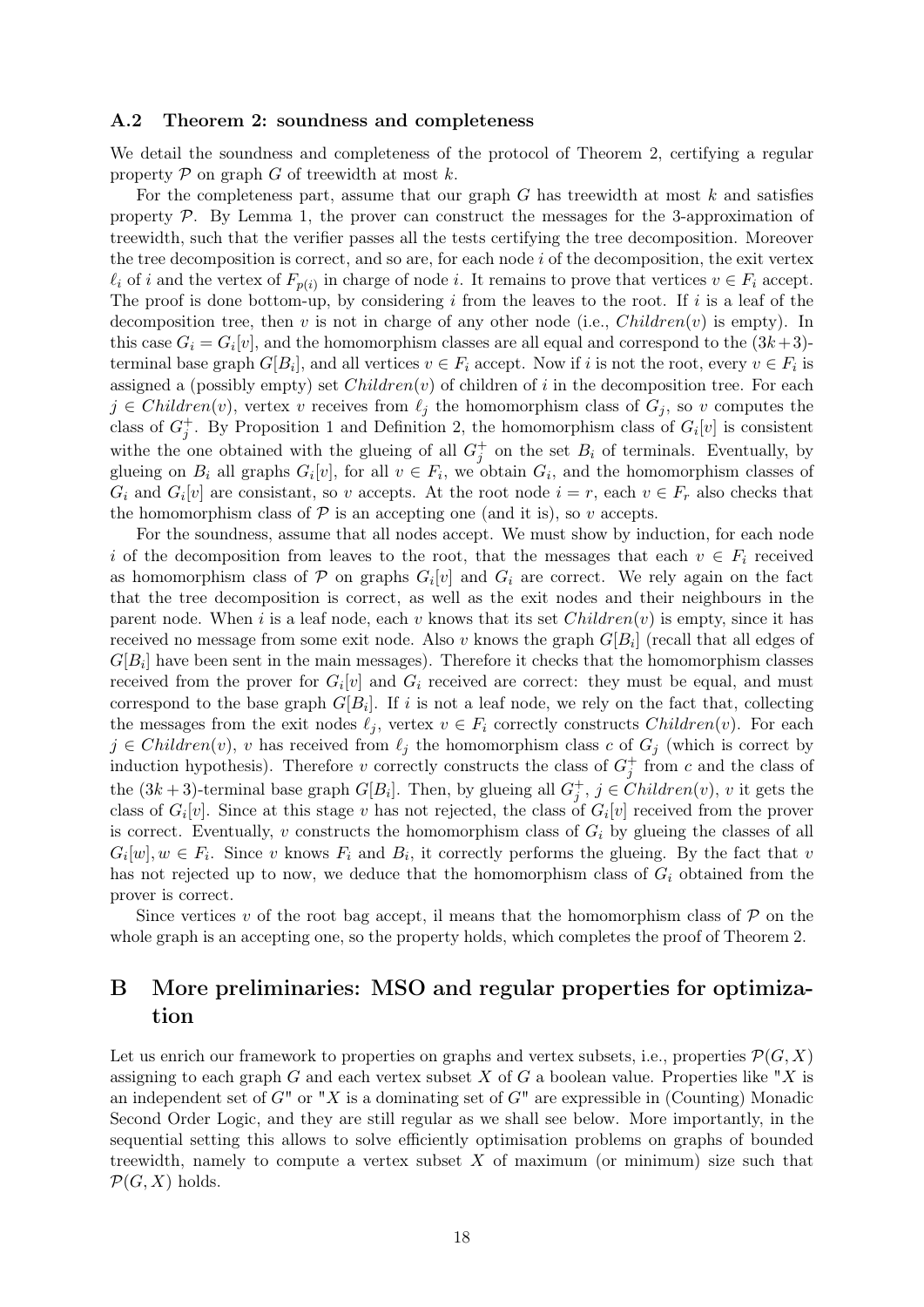### A.2 Theorem 2: soundness and completeness

We detail the soundness and completeness of the protocol of Theorem 2, certifying a regular property $\mathcal{P}$ on graph $G$ of treewidth at most $k$.

For the completeness part, assume that our graph $G$ has treewidth at most $k$ and satisfies property $\mathcal{P}$. By Lemma 1, the prover can construct the messages for the 3-approximation of treewidth, such that the verifier passes all the tests certifying the tree decomposition. Moreover the tree decomposition is correct, and so are, for each node $i$ of the decomposition, the exit vertex $\ell_i$ of $i$ and the vertex of $F_{p(i)}$ in charge of node $i$. It remains to prove that vertices $v \in F_i$ accept. The proof is done bottom-up, by considering $i$ from the leaves to the root. If $i$ is a leaf of the decomposition tree, then $v$ is not in charge of any other node (i.e., $Children(v)$ is empty). In this case $G_i = G_i[v]$, and the homomorphism classes are all equal and correspond to the $(3k+3)$-terminal base graph $G[B_i]$, and all vertices $v \in F_i$ accept. Now if $i$ is not the root, every $v \in F_i$ is assigned a (possibly empty) set $Children(v)$ of children of $i$ in the decomposition tree. For each $j \in Children(v)$, vertex $v$ receives from $\ell_j$ the homomorphism class of $G_j$, so $v$ computes the class of $G_j^+$. By Proposition 1 and Definition 2, the homomorphism class of $G_i[v]$ is consistent withe the one obtained with the glueing of all $G_j^+$ on the set $B_i$ of terminals. Eventually, by glueing on $B_i$ all graphs $G_i[v]$, for all $v \in F_i$, we obtain $G_i$, and the homomorphism classes of $G_i$ and $G_i[v]$ are consistant, so $v$ accepts. At the root node $i = r$, each $v \in F_r$ also checks that the homomorphism class of $\mathcal{P}$ is an accepting one (and it is), so $v$ accepts.

For the soundness, assume that all nodes accept. We must show by induction, for each node $i$ of the decomposition from leaves to the root, that the messages that each $v \in F_i$ received as homomorphism class of $\mathcal{P}$ on graphs $G_i[v]$ and $G_i$ are correct. We rely again on the fact that the tree decomposition is correct, as well as the exit nodes and their neighbours in the parent node. When $i$ is a leaf node, each $v$ knows that its set $Children(v)$ is empty, since it has received no message from some exit node. Also $v$ knows the graph $G[B_i]$ (recall that all edges of $G[B_i]$ have been sent in the main messages). Therefore it checks that the homomorphism classes received from the prover for $G_i[v]$ and $G_i$ received are correct: they must be equal, and must correspond to the base graph $G[B_i]$. If $i$ is not a leaf node, we rely on the fact that, collecting the messages from the exit nodes $\ell_j$, vertex $v \in F_i$ correctly constructs $Children(v)$. For each $j \in Children(v)$, $v$ has received from $\ell_j$ the homomorphism class $c$ of $G_j$ (which is correct by induction hypothesis). Therefore $v$ correctly constructs the class of $G_j^+$ from $c$ and the class of the $(3k+3)$-terminal base graph $G[B_i]$. Then, by glueing all $G_j^+$, $j \in Children(v)$, $v$ it gets the class of $G_i[v]$. Since at this stage $v$ has not rejected, the class of $G_i[v]$ received from the prover is correct. Eventually, $v$ constructs the homomorphism class of $G_i$ by glueing the classes of all $G_i[w], w \in F_i$. Since $v$ knows $F_i$ and $B_i$, it correctly performs the glueing. By the fact that $v$ has not rejected up to now, we deduce that the homomorphism class of $G_i$ obtained from the prover is correct.

Since vertices $v$ of the root bag accept, il means that the homomorphism class of $\mathcal{P}$ on the whole graph is an accepting one, so the property holds, which completes the proof of Theorem 2.

## B More preliminaries: MSO and regular properties for optimization

Let us enrich our framework to properties on graphs and vertex subsets, i.e., properties $\mathcal{P}(G, X)$ assigning to each graph $G$ and each vertex subset $X$ of $G$ a boolean value. Properties like "$X$ is an independent set of $G$" or "$X$ is a dominating set of $G$" are expressible in (Counting) Monadic Second Order Logic, and they are still regular as we shall see below. More importantly, in the sequential setting this allows to solve efficiently optimisation problems on graphs of bounded treewidth, namely to compute a vertex subset $X$ of maximum (or minimum) size such that $\mathcal{P}(G, X)$ holds.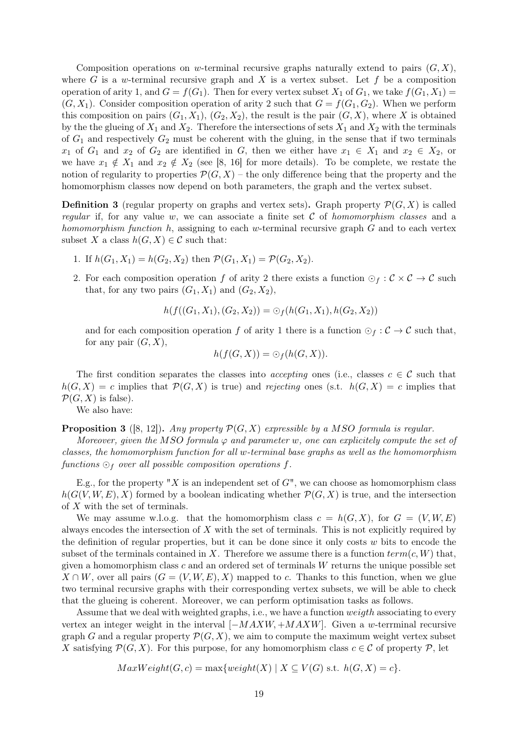Composition operations on $w$-terminal recursive graphs naturally extend to pairs $(G, X)$, where $G$ is a $w$-terminal recursive graph and $X$ is a vertex subset. Let $f$ be a composition operation of arity 1, and $G = f(G_1)$. Then for every vertex subset $X_1$ of $G_1$, we take $f(G_1, X_1) = (G, X_1)$. Consider composition operation of arity 2 such that $G = f(G_1, G_2)$. When we perform this composition on pairs $(G_1, X_1)$, $(G_2, X_2)$, the result is the pair $(G, X)$, where $X$ is obtained by the the glueing of $X_1$ and $X_2$. Therefore the intersections of sets $X_1$ and $X_2$ with the terminals of $G_1$ and respectively $G_2$ must be coherent with the gluing, in the sense that if two terminals $x_1$ of $G_1$ and $x_2$ of $G_2$ are identified in $G$, then we either have $x_1 \in X_1$ and $x_2 \in X_2$, or we have $x_1 \notin X_1$ and $x_2 \notin X_2$ (see [8, 16] for more details). To be complete, we restate the notion of regularity to properties $\mathcal{P}(G, X)$ – the only difference being that the property and the homomorphism classes now depend on both parameters, the graph and the vertex subset.

**Definition 3** (regular property on graphs and vertex sets)**.** Graph property $\mathcal{P}(G, X)$ is called *regular* if, for any value $w$, we can associate a finite set $\mathcal{C}$ of *homomorphism classes* and a *homomorphism function* $h$, assigning to each $w$-terminal recursive graph $G$ and to each vertex subset $X$ a class $h(G, X) \in \mathcal{C}$ such that:

1. If $h(G_1, X_1) = h(G_2, X_2)$ then $\mathcal{P}(G_1, X_1) = \mathcal{P}(G_2, X_2)$.
2. For each composition operation $f$ of arity 2 there exists a function $\odot_f : \mathcal{C} \times \mathcal{C} \to \mathcal{C}$ such that, for any two pairs $(G_1, X_1)$ and $(G_2, X_2)$,

$$h(f((G_1, X_1), (G_2, X_2)) = \odot_f(h(G_1, X_1), h(G_2, X_2))$$

   and for each composition operation $f$ of arity 1 there is a function $\odot_f : \mathcal{C} \to \mathcal{C}$ such that, for any pair $(G, X)$,

$$h(f(G, X)) = \odot_f(h(G, X)).$$

The first condition separates the classes into *accepting* ones (i.e., classes $c \in \mathcal{C}$ such that $h(G, X) = c$ implies that $\mathcal{P}(G, X)$ is true) and *rejecting* ones (s.t. $h(G, X) = c$ implies that $\mathcal{P}(G, X)$ is false).

We also have:

**Proposition 3** ([8, 12])**.** *Any property $\mathcal{P}(G, X)$ expressible by a MSO formula is regular.*

*Moreover, given the MSO formula $\varphi$ and parameter $w$, one can explicitly compute the set of classes, the homomorphism function for all $w$-terminal base graphs as well as the homomorphism functions $\odot_f$ over all possible composition operations $f$.*

E.g., for the property "$X$ is an independent set of $G$", we can choose as homomorphism class $h(G(V, W, E), X)$ formed by a boolean indicating whether $\mathcal{P}(G, X)$ is true, and the intersection of $X$ with the set of terminals.

We may assume w.l.o.g. that the homomorphism class $c = h(G, X)$, for $G = (V, W, E)$ always encodes the intersection of $X$ with the set of terminals. This is not explicitly required by the definition of regular properties, but it can be done since it only costs $w$ bits to encode the subset of the terminals contained in $X$. Therefore we assume there is a function $term(c, W)$ that, given a homomorphism class $c$ and an ordered set of terminals $W$ returns the unique possible set $X \cap W$, over all pairs $(G = (V, W, E), X)$ mapped to $c$. Thanks to this function, when we glue two terminal recursive graphs with their corresponding vertex subsets, we will be able to check that the glueing is coherent. Moreover, we can perform optimisation tasks as follows.

Assume that we deal with weighted graphs, i.e., we have a function *weigth* associating to every vertex an integer weight in the interval $[-MAXW, +MAXW]$. Given a $w$-terrminal recursive graph $G$ and a regular property $\mathcal{P}(G, X)$, we aim to compute the maximum weight vertex subset $X$ satisfying $\mathcal{P}(G, X)$. For this purpose, for any homomorphism class $c \in \mathcal{C}$ of property $\mathcal{P}$, let

$$MaxWeight(G, c) = \max\{weight(X) \mid X \subseteq V(G) \text{ s.t. } h(G, X) = c\}.$$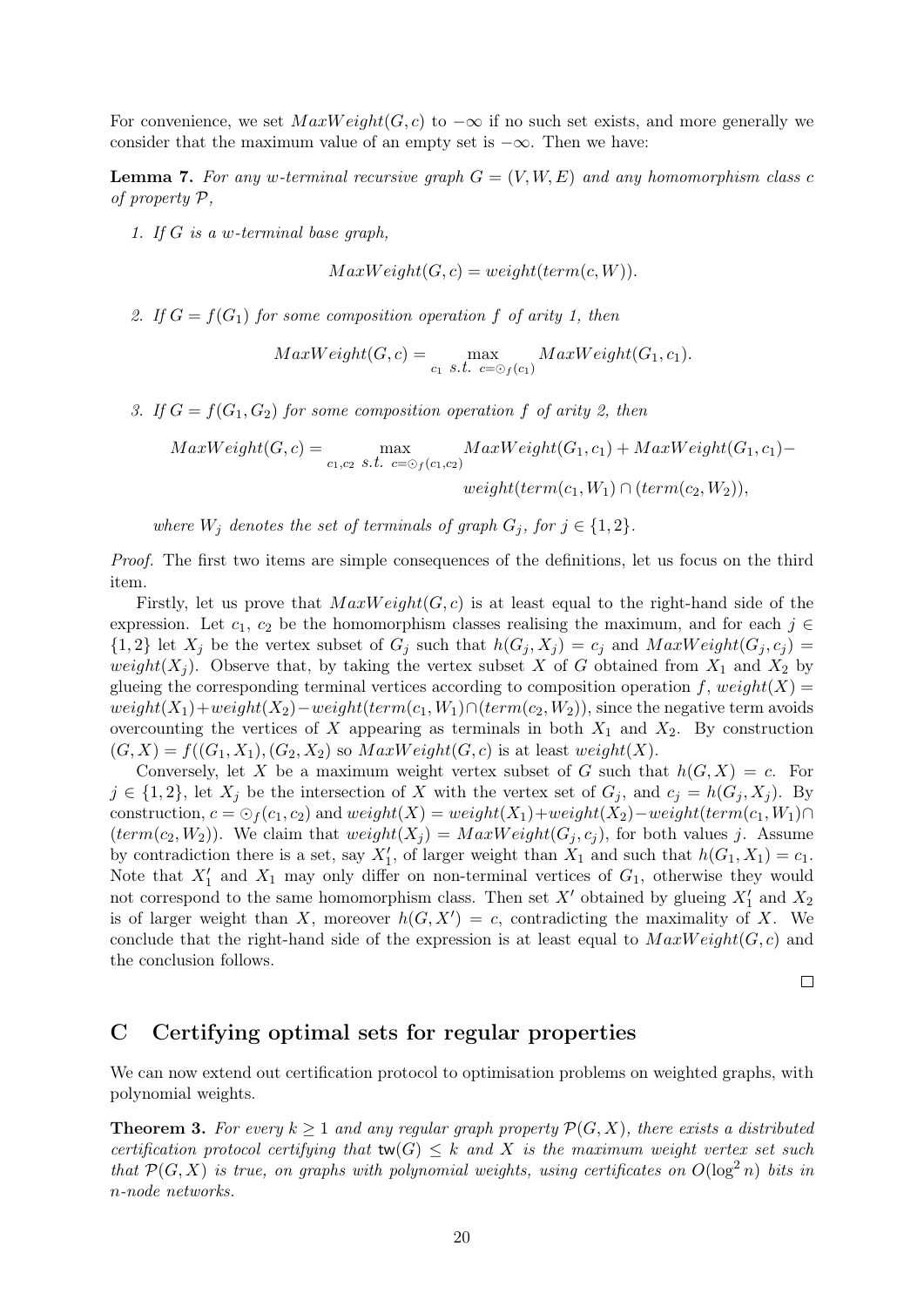For convenience, we set $MaxWeight(G, c)$ to $-\infty$ if no such set exists, and more generally we consider that the maximum value of an empty set is $-\infty$. Then we have:

**Lemma 7.** *For any $w$-terminal recursive graph $G = (V, W, E)$ and any homomorphism class $c$ of property $\mathcal{P}$,*

1. *If $G$ is a $w$-terminal base graph,*

$$MaxWeight(G, c) = weight(term(c, W)).$$

2. *If $G = f(G_1)$ for some composition operation $f$ of arity 1, then*

$$MaxWeight(G, c) = \max_{c_1 \ s.t. \ c = \odot_f(c_1)} MaxWeight(G_1, c_1).$$

3. *If $G = f(G_1, G_2)$ for some composition operation $f$ of arity 2, then*

$$MaxWeight(G, c) = \max_{c_1, c_2 \ s.t. \ c = \odot_f(c_1, c_2)} MaxWeight(G_1, c_1) + MaxWeight(G_1, c_1) - weight(term(c_1, W_1) \cap (term(c_2, W_2)),$$

*where $W_j$ denotes the set of terminals of graph $G_j$, for $j \in \{1, 2\}$.*

*Proof.* The first two items are simple consequences of the definitions, let us focus on the third item.

Firstly, let us prove that $MaxWeight(G, c)$ is at least equal to the right-hand side of the expression. Let $c_1$, $c_2$ be the homomorphism classes realising the maximum, and for each $j \in \{1, 2\}$ let $X_j$ be the vertex subset of $G_j$ such that $h(G_j, X_j) = c_j$ and $MaxWeight(G_j, c_j) = weight(X_j)$. Observe that, by taking the vertex subset $X$ of $G$ obtained from $X_1$ and $X_2$ by glueing the corresponding terminal vertices according to composition operation $f$, $weight(X) = weight(X_1) + weight(X_2) - weight(term(c_1, W_1) \cap (term(c_2, W_2))$, since the negative term avoids overcounting the vertices of $X$ appearing as terminals in both $X_1$ and $X_2$. By construction $(G, X) = f((G_1, X_1), (G_2, X_2)$ so $MaxWeight(G, c)$ is at least $weight(X)$.

Conversely, let $X$ be a maximum weight vertex subset of $G$ such that $h(G, X) = c$. For $j \in \{1, 2\}$, let $X_j$ be the intersection of $X$ with the vertex set of $G_j$, and $c_j = h(G_j, X_j)$. By construction, $c = \odot_f(c_1, c_2)$ and $weight(X) = weight(X_1) + weight(X_2) - weight(term(c_1, W_1) \cap (term(c_2, W_2))$. We claim that $weight(X_j) = MaxWeight(G_j, c_j)$, for both values $j$. Assume by contradiction there is a set, say $X'_1$, of larger weight than $X_1$ and such that $h(G_1, X_1) = c_1$. Note that $X'_1$ and $X_1$ may only differ on non-terminal vertices of $G_1$, otherwise they would not correspond to the same homomorphism class. Then set $X'$ obtained by glueing $X'_1$ and $X_2$ is of larger weight than $X$, moreover $h(G, X') = c$, contradicting the maximality of $X$. We conclude that the right-hand side of the expression is at least equal to $MaxWeight(G, c)$ and the conclusion follows. $\square$

# C Certifying optimal sets for regular properties

We can now extend out certification protocol to optimisation problems on weighted graphs, with polynomial weights.

**Theorem 3.** *For every $k \geq 1$ and any regular graph property $\mathcal{P}(G, X)$, there exists a distributed certification protocol certifying that $\mathsf{tw}(G) \leq k$ and $X$ is the maximum weight vertex set such that $\mathcal{P}(G, X)$ is true, on graphs with polynomial weights, using certificates on $O(\log^2 n)$ bits in $n$-node networks.*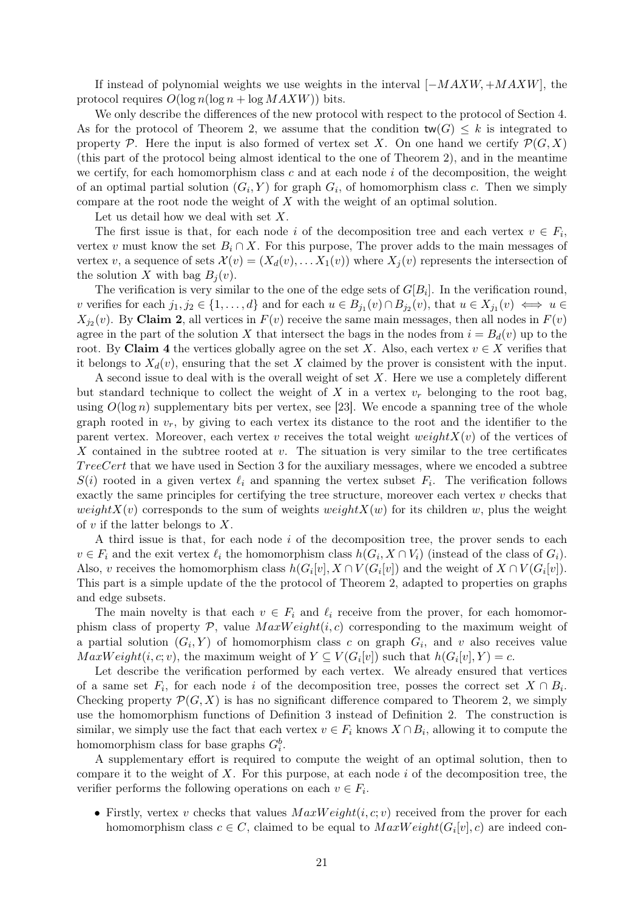If instead of polynomial weights we use weights in the interval $[-MAXW, +MAXW]$, the protocol requires $O(\log n(\log n + \log MAXW))$ bits.

We only describe the differences of the new protocol with respect to the protocol of Section 4. As for the protocol of Theorem 2, we assume that the condition $\mathsf{tw}(G) \leq k$ is integrated to property $\mathcal{P}$. Here the input is also formed of vertex set $X$. On one hand we certify $\mathcal{P}(G, X)$ (this part of the protocol being almost identical to the one of Theorem 2), and in the meantime we certify, for each homomorphism class $c$ and at each node $i$ of the decomposition, the weight of an optimal partial solution $(G_i, Y)$ for graph $G_i$, of homomorphism class $c$. Then we simply compare at the root node the weight of $X$ with the weight of an optimal solution.

Let us detail how we deal with set $X$.

The first issue is that, for each node $i$ of the decomposition tree and each vertex $v \in F_i$, vertex $v$ must know the set $B_i \cap X$. For this purpose, The prover adds to the main messages of vertex $v$, a sequence of sets $\mathcal{X}(v) = (X_d(v), \ldots X_1(v))$ where $X_j(v)$ represents the intersection of the solution $X$ with bag $B_j(v)$.

The verification is very similar to the one of the edge sets of $G[B_i]$. In the verification round, $v$ verifies for each $j_1, j_2 \in \{1, \ldots, d\}$ and for each $u \in B_{j_1}(v) \cap B_{j_2}(v)$, that $u \in X_{j_1}(v) \iff u \in X_{j_2}(v)$. By **Claim 2**, all vertices in $F(v)$ receive the same main messages, then all nodes in $F(v)$ agree in the part of the solution $X$ that intersect the bags in the nodes from $i = B_d(v)$ up to the root. By **Claim 4** the vertices globally agree on the set $X$. Also, each vertex $v \in X$ verifies that it belongs to $X_d(v)$, ensuring that the set $X$ claimed by the prover is consistent with the input.

A second issue to deal with is the overall weight of set $X$. Here we use a completely different but standard technique to collect the weight of $X$ in a vertex $v_r$ belonging to the root bag, using $O(\log n)$ supplementary bits per vertex, see [23]. We encode a spanning tree of the whole graph rooted in $v_r$, by giving to each vertex its distance to the root and the identifier to the parent vertex. Moreover, each vertex $v$ receives the total weight $weightX(v)$ of the vertices of $X$ contained in the subtree rooted at $v$. The situation is very similar to the tree certificates $TreeCert$ that we have used in Section 3 for the auxiliary messages, where we encoded a subtree $S(i)$ rooted in a given vertex $\ell_i$ and spanning the vertex subset $F_i$. The verification follows exactly the same principles for certifying the tree structure, moreover each vertex $v$ checks that $weightX(v)$ corresponds to the sum of weights $weightX(w)$ for its children $w$, plus the weight of $v$ if the latter belongs to $X$.

A third issue is that, for each node $i$ of the decomposition tree, the prover sends to each $v \in F_i$ and the exit vertex $\ell_i$ the homomorphism class $h(G_i, X \cap V_i)$ (instead of the class of $G_i$). Also, $v$ receives the homomorphism class $h(G_i[v], X \cap V(G_i[v])$ and the weight of $X \cap V(G_i[v])$. This part is a simple update of the the protocol of Theorem 2, adapted to properties on graphs and edge subsets.

The main novelty is that each $v \in F_i$ and $\ell_i$ receive from the prover, for each homomorphism class of property $\mathcal{P}$, value $MaxWeight(i, c)$ corresponding to the maximum weight of a partial solution $(G_i, Y)$ of homomorphism class $c$ on graph $G_i$, and $v$ also receives value $MaxWeight(i, c; v)$, the maximum weight of $Y \subseteq V(G_i[v])$ such that $h(G_i[v], Y) = c$.

Let describe the verification performed by each vertex. We already ensured that vertices of a same set $F_i$, for each node $i$ of the decomposition tree, posses the correct set $X \cap B_i$. Checking property $\mathcal{P}(G, X)$ is has no significant difference compared to Theorem 2, we simply use the homomorphism functions of Definition 3 instead of Definition 2. The construction is similar, we simply use the fact that each vertex $v \in F_i$ knows $X \cap B_i$, allowing it to compute the homomorphism class for base graphs $G_i^b$.

A supplementary effort is required to compute the weight of an optimal solution, then to compare it to the weight of $X$. For this purpose, at each node $i$ of the decomposition tree, the verifier performs the following operations on each $v \in F_i$.

- Firstly, vertex $v$ checks that values $MaxWeight(i, c; v)$ received from the prover for each homomorphism class $c \in C$, claimed to be equal to $MaxWeight(G_i[v], c)$ are indeed con-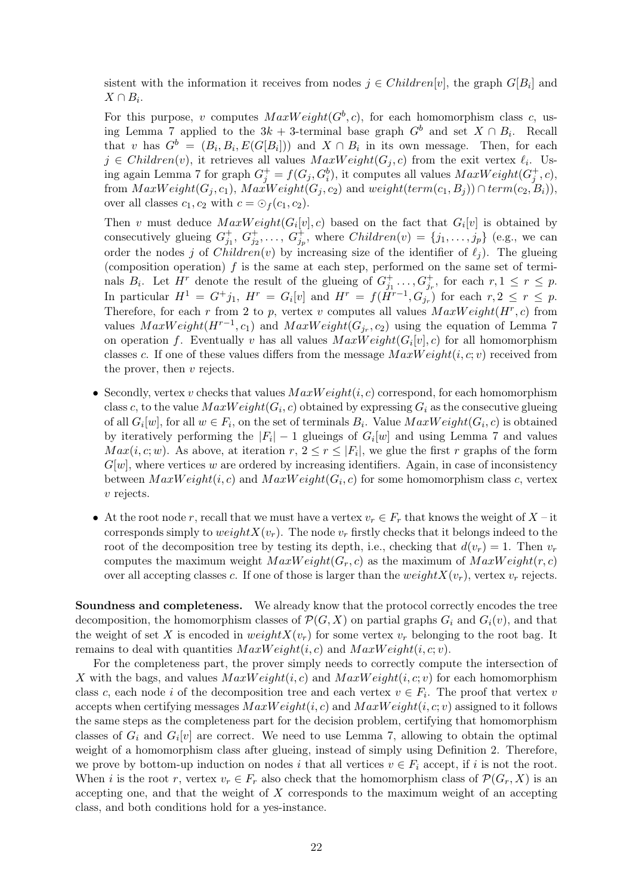sistent with the information it receives from nodes $j \in Children[v]$, the graph $G[B_i]$ and $X \cap B_i$.

For this purpose, $v$ computes $MaxWeight(G^b, c)$, for each homomorphism class $c$, using Lemma 7 applied to the $3k+3$-terminal base graph $G^b$ and set $X \cap B_i$. Recall that $v$ has $G^b = (B_i, B_i, E(G[B_i]))$ and $X \cap B_i$ in its own message. Then, for each $j \in Children(v)$, it retrieves all values $MaxWeight(G_j, c)$ from the exit vertex $\ell_i$. Using again Lemma 7 for graph $G_j^+ = f(G_j, G_i^b)$, it computes all values $MaxWeight(G_j^+, c)$, from $MaxWeight(G_j, c_1)$, $MaxWeight(G_j, c_2)$ and $weight(term(c_1, B_j)) \cap term(c_2, B_i))$, over all classes $c_1, c_2$ with $c = \odot_f(c_1, c_2)$.

Then $v$ must deduce $MaxWeight(G_i[v], c)$ based on the fact that $G_i[v]$ is obtained by consecutively glueing $G_{j_1}^+$, $G_{j_2}^+, \ldots, G_{j_p}^+$, where $Children(v) = \{j_1, \ldots, j_p\}$ (e.g., we can order the nodes $j$ of $Children(v)$ by increasing size of the identifier of $\ell_j$). The glueing (composition operation) $f$ is the same at each step, performed on the same set of terminals $B_i$. Let $H^r$ denote the result of the glueing of $G_{j_1}^+ \ldots, G_{j_r}^+$, for each $r, 1 \le r \le p$. In particular $H^1 = G^+ j_1$, $H^r = G_i[v]$ and $H^r = f(H^{r-1}, G_{j_r})$ for each $r, 2 \le r \le p$. Therefore, for each $r$ from 2 to $p$, vertex $v$ computes all values $MaxWeight(H^r, c)$ from values $MaxWeight(H^{r-1}, c_1)$ and $MaxWeight(G_{j_r}, c_2)$ using the equation of Lemma 7 on operation $f$. Eventually $v$ has all values $MaxWeight(G_i[v], c)$ for all homomorphism classes $c$. If one of these values differs from the message $MaxWeight(i, c; v)$ received from the prover, then $v$ rejects.

- Secondly, vertex $v$ checks that values $MaxWeight(i, c)$ correspond, for each homomorphism class $c$, to the value $MaxWeight(G_i, c)$ obtained by expressing $G_i$ as the consecutive glueing of all $G_i[w]$, for all $w \in F_i$, on the set of terminals $B_i$. Value $MaxWeight(G_i, c)$ is obtained by iteratively performing the $|F_i| - 1$ glueings of $G_i[w]$ and using Lemma 7 and values $Max(i, c; w)$. As above, at iteration $r$, $2 \le r \le |F_i|$, we glue the first $r$ graphs of the form $G[w]$, where vertices $w$ are ordered by increasing identifiers. Again, in case of inconsistency between $MaxWeight(i, c)$ and $MaxWeight(G_i, c)$ for some homomorphism class $c$, vertex $v$ rejects.
- At the root node $r$, recall that we must have a vertex $v_r \in F_r$ that knows the weight of $X$ – it corresponds simply to $weightX(v_r)$. The node $v_r$ firstly checks that it belongs indeed to the root of the decomposition tree by testing its depth, i.e., checking that $d(v_r) = 1$. Then $v_r$ computes the maximum weight $MaxWeight(G_r, c)$ as the maximum of $MaxWeight(r, c)$ over all accepting classes $c$. If one of those is larger than the $weightX(v_r)$, vertex $v_r$ rejects.

**Soundness and completeness.** We already know that the protocol correctly encodes the tree decomposition, the homomorphism classes of $\mathcal{P}(G, X)$ on partial graphs $G_i$ and $G_i(v)$, and that the weight of set $X$ is encoded in $weightX(v_r)$ for some vertex $v_r$ belonging to the root bag. It remains to deal with quantities $MaxWeight(i, c)$ and $MaxWeight(i, c; v)$.

For the completeness part, the prover simply needs to correctly compute the intersection of $X$ with the bags, and values $MaxWeight(i, c)$ and $MaxWeight(i, c; v)$ for each homomorphism class $c$, each node $i$ of the decomposition tree and each vertex $v \in F_i$. The proof that vertex $v$ accepts when certifying messages $MaxWeight(i, c)$ and $MaxWeight(i, c; v)$ assigned to it follows the same steps as the completeness part for the decision problem, certifying that homomorphism classes of $G_i$ and $G_i[v]$ are correct. We need to use Lemma 7, allowing to obtain the optimal weight of a homomorphism class after glueing, instead of simply using Definition 2. Therefore, we prove by bottom-up induction on nodes $i$ that all vertices $v \in F_i$ accept, if $i$ is not the root. When $i$ is the root $r$, vertex $v_r \in F_r$ also check that the homomorphism class of $\mathcal{P}(G_r, X)$ is an accepting one, and that the weight of $X$ corresponds to the maximum weight of an accepting class, and both conditions hold for a yes-instance.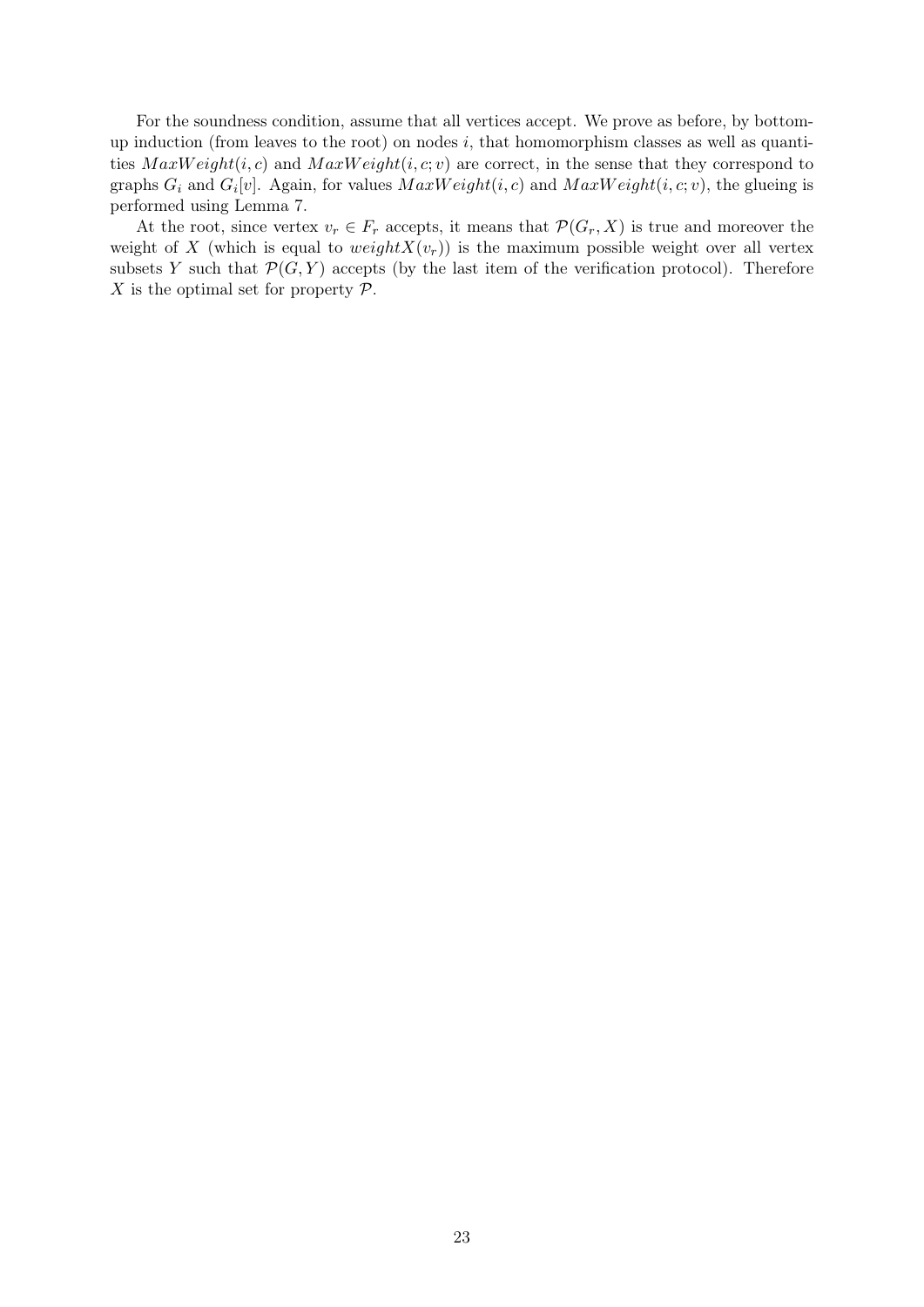For the soundness condition, assume that all vertices accept. We prove as before, by bottom-up induction (from leaves to the root) on nodes $i$, that homomorphism classes as well as quantities $MaxWeight(i, c)$ and $MaxWeight(i, c; v)$ are correct, in the sense that they correspond to graphs $G_i$ and $G_i[v]$. Again, for values $MaxWeight(i, c)$ and $MaxWeight(i, c; v)$, the glueing is performed using Lemma 7.

At the root, since vertex $v_r \in F_r$ accepts, it means that $\mathcal{P}(G_r, X)$ is true and moreover the weight of $X$ (which is equal to $weightX(v_r)$) is the maximum possible weight over all vertex subsets $Y$ such that $\mathcal{P}(G, Y)$ accepts (by the last item of the verification protocol). Therefore $X$ is the optimal set for property $\mathcal{P}$.